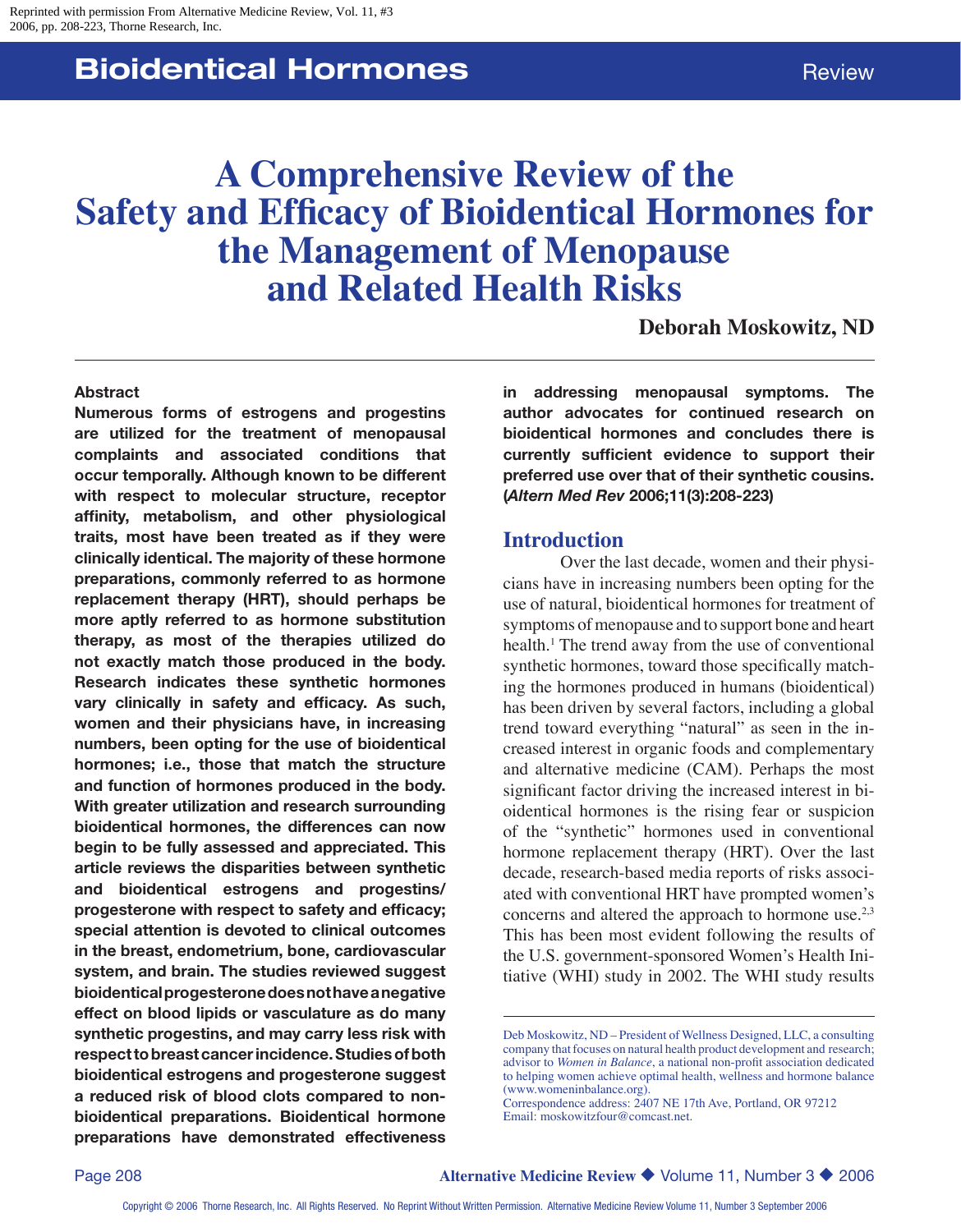Reprinted with permission From Alternative Medicine Review, Vol. 11, #3 2006, pp. 208-223, Thorne Research, Inc.

# A Comprehensive Review of the Safety and Efficacy of Bioidentical Hormones for the Management of Menopause and Related Health Risks

**Deborah Moskowitz, ND**

**Abstract**

**Numerous forms of estrogens and progestins are utilized for the treatment of menopausal complaints and associated conditions that occur temporally. Although known to be different with respect to molecular structure, receptor affinity, metabolism, and other physiological traits, most have been treated as if they were clinically identical. The majority of these hormone preparations, commonly referred to as hormone replacement therapy (HRT), should perhaps be more aptly referred to as hormone substitution therapy, as most of the therapies utilized do not exactly match those produced in the body. Research indicates these synthetic hormones vary clinically in safety and efficacy. As such, women and their physicians have, in increasing numbers, been opting for the use of bioidentical hormones; i.e., those that match the structure and function of hormones produced in the body. With greater utilization and research surrounding bioidentical hormones, the differences can now begin to be fully assessed and appreciated. This article reviews the disparities between synthetic and bioidentical estrogens and progestins/progesterone with respect to safety and efficacy; special attention is devoted to clinical outcomes in the breast, endometrium, bone, cardiovascular system, and brain. The studies reviewed suggest bioidentical progesterone does not have a negative effect on blood lipids or vasculature as do many synthetic progestins, and may carry less risk with respect to breast cancer incidence. Studies of both bioidentical estrogens and progesterone suggest a reduced risk of blood clots compared to non-bioidentical preparations. Bioidentical hormone preparations have demonstrated effectiveness in addressing menopausal symptoms. The author advocates for continued research on bioidentical hormones and concludes there is currently sufficient evidence to support their preferred use over that of their synthetic cousins. (*Altern Med Rev* 2006;11(3):208-223)**

## Introduction

Over the last decade, women and their physicians have in increasing numbers been opting for the use of natural, bioidentical hormones for treatment of symptoms of menopause and to support bone and heart health.[1] The trend away from the use of conventional synthetic hormones, toward those specifically matching the hormones produced in humans (bioidentical) has been driven by several factors, including a global trend toward everything "natural" as seen in the increased interest in organic foods and complementary and alternative medicine (CAM). Perhaps the most significant factor driving the increased interest in bioidentical hormones is the rising fear or suspicion of the "synthetic" hormones used in conventional hormone replacement therapy (HRT). Over the last decade, research-based media reports of risks associated with conventional HRT have prompted women's concerns and altered the approach to hormone use.[2,3] This has been most evident following the results of the U.S. government-sponsored Women's Health Initiative (WHI) study in 2002. The WHI study results

Deb Moskowitz, ND – President of Wellness Designed, LLC, a consulting company that focuses on natural health product development and research; advisor to *Women in Balance*, a national non-profit association dedicated to helping women achieve optimal health, wellness and hormone balance (www.womeninbalance.org).
Correspondence address: 2407 NE 17th Ave, Portland, OR 97212
Email: moskowitzfour@comcast.net.

Copyright © 2006 Thorne Research, Inc. All Rights Reserved. No Reprint Without Written Permission. Alternative Medicine Review Volume 11, Number 3 September 2006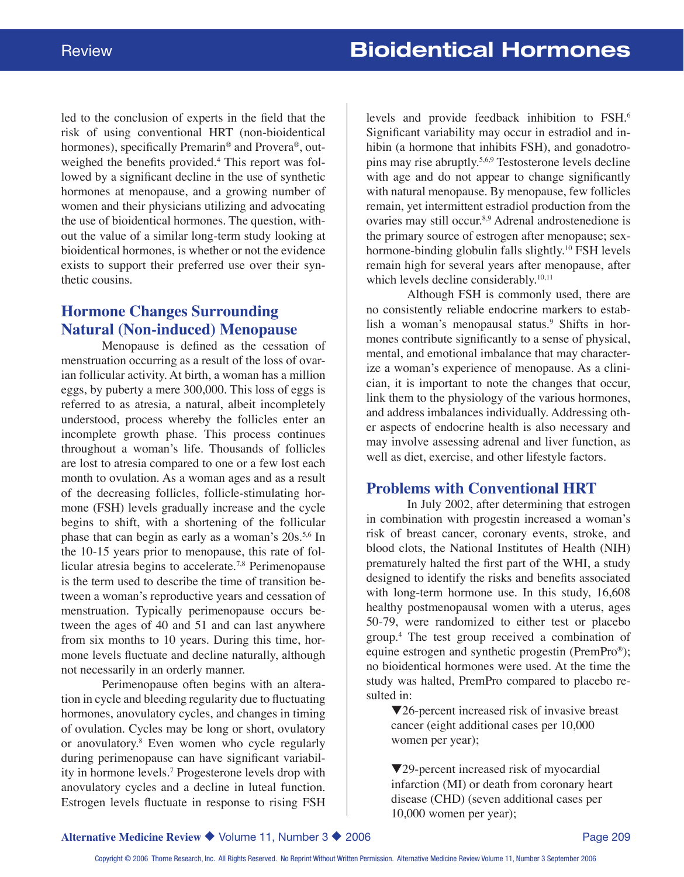led to the conclusion of experts in the field that the risk of using conventional HRT (non-bioidentical hormones), specifically Premarin® and Provera®, outweighed the benefits provided.[4] This report was followed by a significant decline in the use of synthetic hormones at menopause, and a growing number of women and their physicians utilizing and advocating the use of bioidentical hormones. The question, without the value of a similar long-term study looking at bioidentical hormones, is whether or not the evidence exists to support their preferred use over their synthetic cousins.

## Hormone Changes Surrounding Natural (Non-induced) Menopause

Menopause is defined as the cessation of menstruation occurring as a result of the loss of ovarian follicular activity. At birth, a woman has a million eggs, by puberty a mere 300,000. This loss of eggs is referred to as atresia, a natural, albeit incompletely understood, process whereby the follicles enter an incomplete growth phase. This process continues throughout a woman's life. Thousands of follicles are lost to atresia compared to one or a few lost each month to ovulation. As a woman ages and as a result of the decreasing follicles, follicle-stimulating hormone (FSH) levels gradually increase and the cycle begins to shift, with a shortening of the follicular phase that can begin as early as a woman's 20s.[5,6] In the 10-15 years prior to menopause, this rate of follicular atresia begins to accelerate.[7,8] Perimenopause is the term used to describe the time of transition between a woman's reproductive years and cessation of menstruation. Typically perimenopause occurs between the ages of 40 and 51 and can last anywhere from six months to 10 years. During this time, hormone levels fluctuate and decline naturally, although not necessarily in an orderly manner.

Perimenopause often begins with an alteration in cycle and bleeding regularity due to fluctuating hormones, anovulatory cycles, and changes in timing of ovulation. Cycles may be long or short, ovulatory or anovulatory.[8] Even women who cycle regularly during perimenopause can have significant variability in hormone levels.[7] Progesterone levels drop with anovulatory cycles and a decline in luteal function. Estrogen levels fluctuate in response to rising FSH levels and provide feedback inhibition to FSH.[6] Significant variability may occur in estradiol and inhibin (a hormone that inhibits FSH), and gonadotropins may rise abruptly.[5,6,9] Testosterone levels decline with age and do not appear to change significantly with natural menopause. By menopause, few follicles remain, yet intermittent estradiol production from the ovaries may still occur.[8,9] Adrenal androstenedione is the primary source of estrogen after menopause; sex-hormone-binding globulin falls slightly.[10] FSH levels remain high for several years after menopause, after which levels decline considerably.[10,11]

Although FSH is commonly used, there are no consistently reliable endocrine markers to establish a woman's menopausal status.[9] Shifts in hormones contribute significantly to a sense of physical, mental, and emotional imbalance that may characterize a woman's experience of menopause. As a clinician, it is important to note the changes that occur, link them to the physiology of the various hormones, and address imbalances individually. Addressing other aspects of endocrine health is also necessary and may involve assessing adrenal and liver function, as well as diet, exercise, and other lifestyle factors.

## Problems with Conventional HRT

In July 2002, after determining that estrogen in combination with progestin increased a woman's risk of breast cancer, coronary events, stroke, and blood clots, the National Institutes of Health (NIH) prematurely halted the first part of the WHI, a study designed to identify the risks and benefits associated with long-term hormone use. In this study, 16,608 healthy postmenopausal women with a uterus, ages 50-79, were randomized to either test or placebo group.[4] The test group received a combination of equine estrogen and synthetic progestin (PremPro®); no bioidentical hormones were used. At the time the study was halted, PremPro compared to placebo resulted in:

- ▼26-percent increased risk of invasive breast cancer (eight additional cases per 10,000 women per year);
- ▼29-percent increased risk of myocardial infarction (MI) or death from coronary heart disease (CHD) (seven additional cases per 10,000 women per year);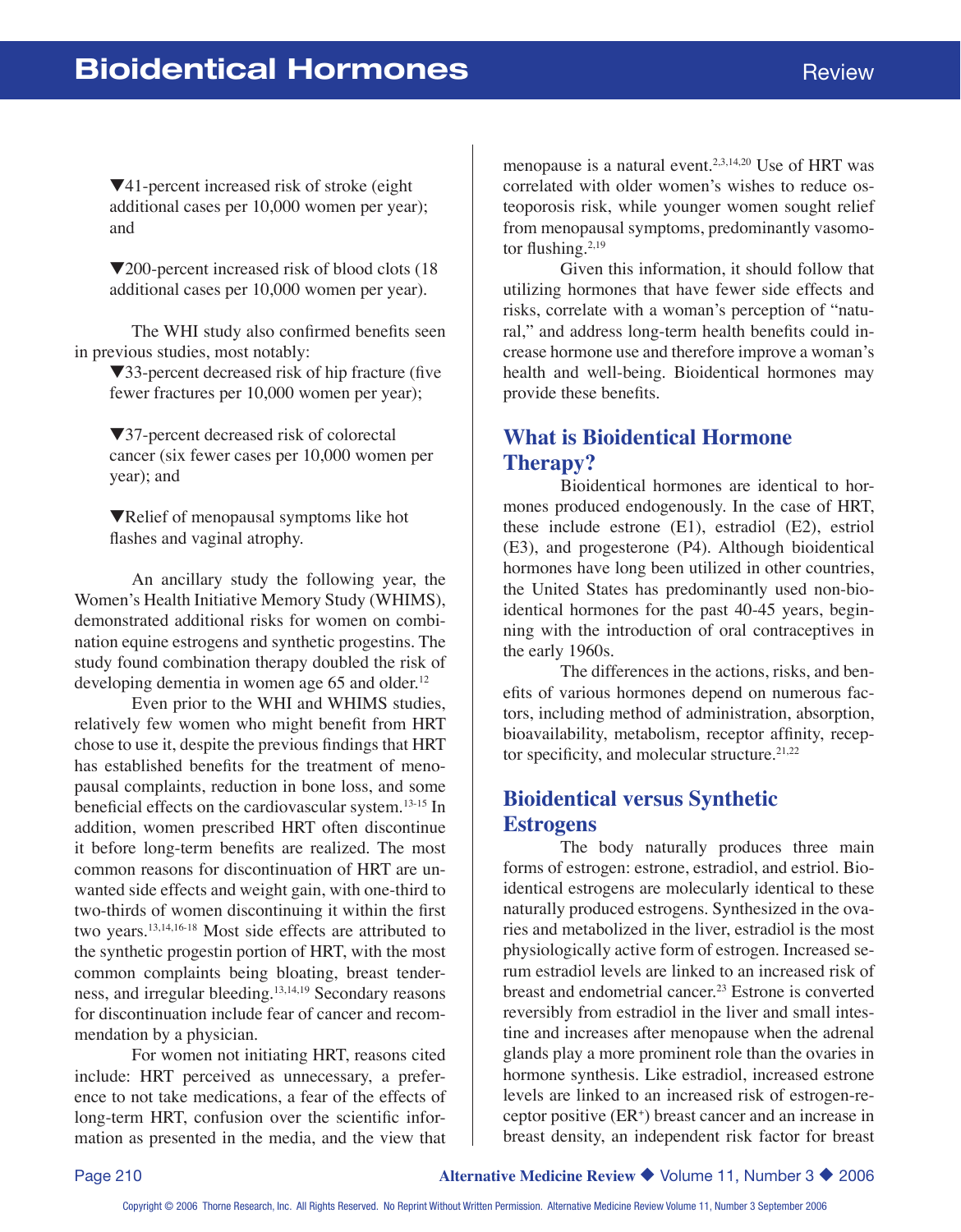▼41-percent increased risk of stroke (eight additional cases per 10,000 women per year); and

▼200-percent increased risk of blood clots (18 additional cases per 10,000 women per year).

The WHI study also confirmed benefits seen in previous studies, most notably:

▼33-percent decreased risk of hip fracture (five fewer fractures per 10,000 women per year);

▼37-percent decreased risk of colorectal cancer (six fewer cases per 10,000 women per year); and

▼Relief of menopausal symptoms like hot flashes and vaginal atrophy.

An ancillary study the following year, the Women's Health Initiative Memory Study (WHIMS), demonstrated additional risks for women on combination equine estrogens and synthetic progestins. The study found combination therapy doubled the risk of developing dementia in women age 65 and older.[12]

Even prior to the WHI and WHIMS studies, relatively few women who might benefit from HRT chose to use it, despite the previous findings that HRT has established benefits for the treatment of menopausal complaints, reduction in bone loss, and some beneficial effects on the cardiovascular system.[13-15] In addition, women prescribed HRT often discontinue it before long-term benefits are realized. The most common reasons for discontinuation of HRT are unwanted side effects and weight gain, with one-third to two-thirds of women discontinuing it within the first two years.[13,14,16-18] Most side effects are attributed to the synthetic progestin portion of HRT, with the most common complaints being bloating, breast tenderness, and irregular bleeding.[13,14,19] Secondary reasons for discontinuation include fear of cancer and recommendation by a physician.

For women not initiating HRT, reasons cited include: HRT perceived as unnecessary, a preference to not take medications, a fear of the effects of long-term HRT, confusion over the scientific information as presented in the media, and the view that menopause is a natural event.[2,3,14,20] Use of HRT was correlated with older women's wishes to reduce osteoporosis risk, while younger women sought relief from menopausal symptoms, predominantly vasomotor flushing.[2,19]

Given this information, it should follow that utilizing hormones that have fewer side effects and risks, correlate with a woman's perception of "natural," and address long-term health benefits could increase hormone use and therefore improve a woman's health and well-being. Bioidentical hormones may provide these benefits.

## What is Bioidentical Hormone Therapy?

Bioidentical hormones are identical to hormones produced endogenously. In the case of HRT, these include estrone (E1), estradiol (E2), estriol (E3), and progesterone (P4). Although bioidentical hormones have long been utilized in other countries, the United States has predominantly used non-bioidentical hormones for the past 40-45 years, beginning with the introduction of oral contraceptives in the early 1960s.

The differences in the actions, risks, and benefits of various hormones depend on numerous factors, including method of administration, absorption, bioavailability, metabolism, receptor affinity, receptor specificity, and molecular structure.[21,22]

## Bioidentical versus Synthetic Estrogens

The body naturally produces three main forms of estrogen: estrone, estradiol, and estriol. Bioidentical estrogens are molecularly identical to these naturally produced estrogens. Synthesized in the ovaries and metabolized in the liver, estradiol is the most physiologically active form of estrogen. Increased serum estradiol levels are linked to an increased risk of breast and endometrial cancer.[23] Estrone is converted reversibly from estradiol in the liver and small intestine and increases after menopause when the adrenal glands play a more prominent role than the ovaries in hormone synthesis. Like estradiol, increased estrone levels are linked to an increased risk of estrogen-receptor positive ($ER^+$) breast cancer and an increase in breast density, an independent risk factor for breast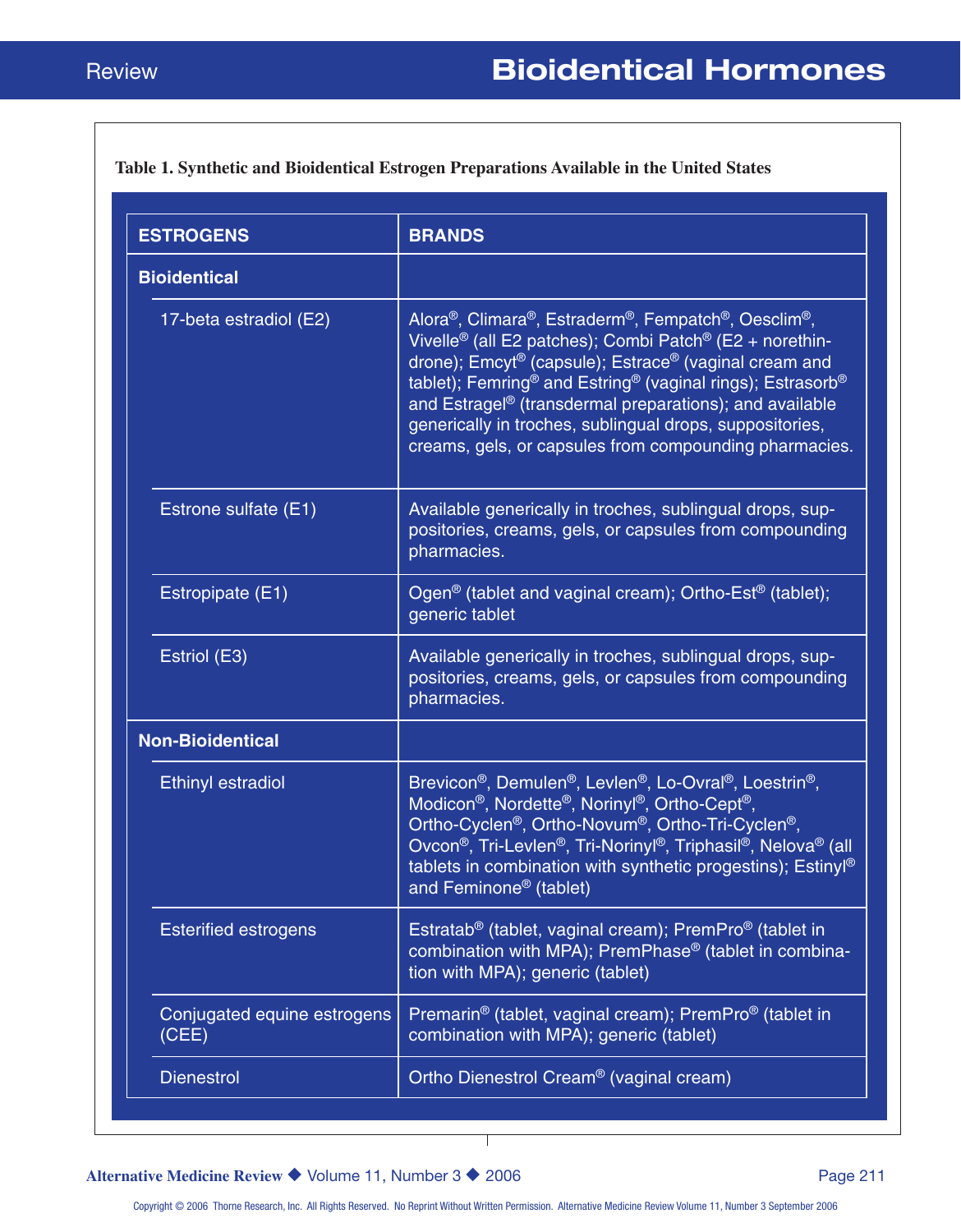**Table 1. Synthetic and Bioidentical Estrogen Preparations Available in the United States**

| ESTROGENS | BRANDS |
| --- | --- |
| **Bioidentical** | |
| 17-beta estradiol (E2) | Alora®, Climara®, Estraderm®, Fempatch®, Oesclim®, Vivelle® (all E2 patches); Combi Patch® (E2 + norethindrone); Emcyt® (capsule); Estrace® (vaginal cream and tablet); Femring® and Estring® (vaginal rings); Estrasorb® and Estragel® (transdermal preparations); and available generically in troches, sublingual drops, suppositories, creams, gels, or capsules from compounding pharmacies. |
| Estrone sulfate (E1) | Available generically in troches, sublingual drops, suppositories, creams, gels, or capsules from compounding pharmacies. |
| Estropipate (E1) | Ogen® (tablet and vaginal cream); Ortho-Est® (tablet); generic tablet |
| Estriol (E3) | Available generically in troches, sublingual drops, suppositories, creams, gels, or capsules from compounding pharmacies. |
| **Non-Bioidentical** | |
| Ethinyl estradiol | Brevicon®, Demulen®, Levlen®, Lo-Ovral®, Loestrin®, Modicon®, Nordette®, Norinyl®, Ortho-Cept®, Ortho-Cyclen®, Ortho-Novum®, Ortho-Tri-Cyclen®, Ovcon®, Tri-Levlen®, Tri-Norinyl®, Triphasil®, Nelova® (all tablets in combination with synthetic progestins); Estinyl® and Feminone® (tablet) |
| Esterified estrogens | Estratab® (tablet, vaginal cream); PremPro® (tablet in combination with MPA); PremPhase® (tablet in combination with MPA); generic (tablet) |
| Conjugated equine estrogens (CEE) | Premarin® (tablet, vaginal cream); PremPro® (tablet in combination with MPA); generic (tablet) |
| Dienestrol | Ortho Dienestrol Cream® (vaginal cream) |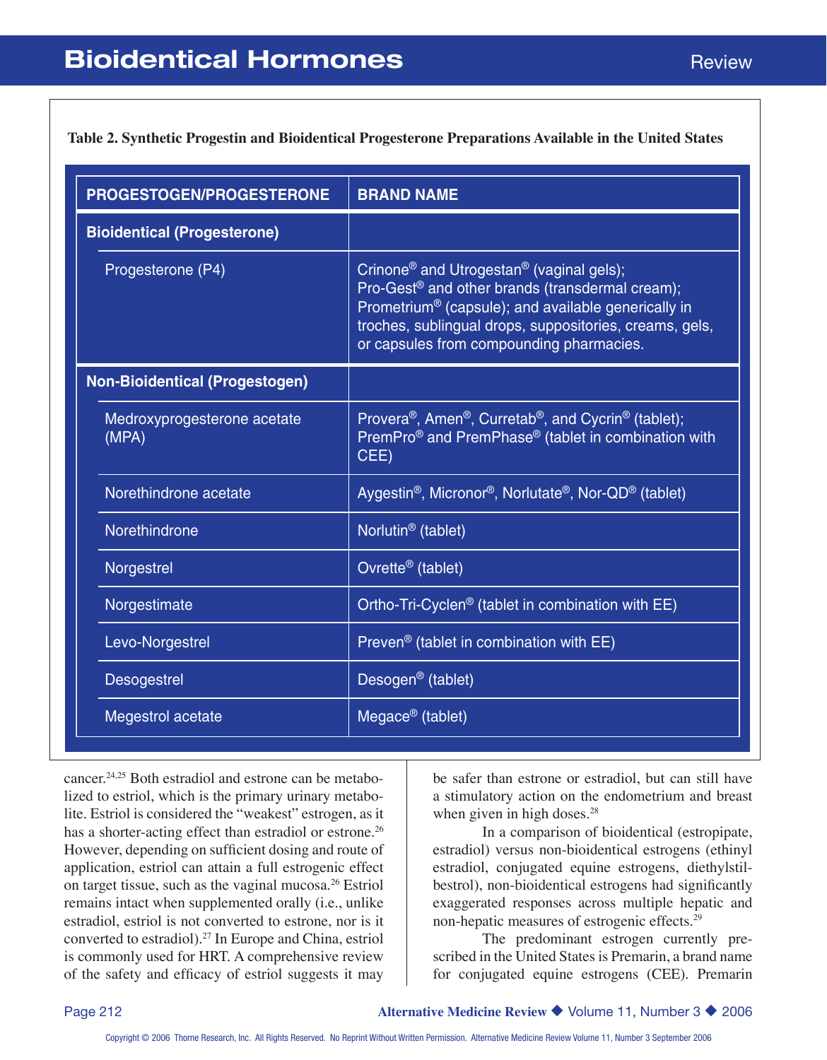**Table 2. Synthetic Progestin and Bioidentical Progesterone Preparations Available in the United States**

| PROGESTOGEN/PROGESTERONE | BRAND NAME |
|---|---|
| **Bioidentical (Progesterone)** | |
| Progesterone (P4) | Crinone® and Utrogestan® (vaginal gels); Pro-Gest® and other brands (transdermal cream); Prometrium® (capsule); and available generically in troches, sublingual drops, suppositories, creams, gels, or capsules from compounding pharmacies. |
| **Non-Bioidentical (Progestogen)** | |
| Medroxyprogesterone acetate (MPA) | Provera®, Amen®, Curretab®, and Cycrin® (tablet); PremPro® and PremPhase® (tablet in combination with CEE) |
| Norethindrone acetate | Aygestin®, Micronor®, Norlutate®, Nor-QD® (tablet) |
| Norethindrone | Norlutin® (tablet) |
| Norgestrel | Ovrette® (tablet) |
| Norgestimate | Ortho-Tri-Cyclen® (tablet in combination with EE) |
| Levo-Norgestrel | Preven® (tablet in combination with EE) |
| Desogestrel | Desogen® (tablet) |
| Megestrol acetate | Megace® (tablet) |

cancer.[24,25] Both estradiol and estrone can be metabolized to estriol, which is the primary urinary metabolite. Estriol is considered the "weakest" estrogen, as it has a shorter-acting effect than estradiol or estrone.[26] However, depending on sufficient dosing and route of application, estriol can attain a full estrogenic effect on target tissue, such as the vaginal mucosa.[26] Estriol remains intact when supplemented orally (i.e., unlike estradiol, estriol is not converted to estrone, nor is it converted to estradiol).[27] In Europe and China, estriol is commonly used for HRT. A comprehensive review of the safety and efficacy of estriol suggests it may be safer than estrone or estradiol, but can still have a stimulatory action on the endometrium and breast when given in high doses.[28]

In a comparison of bioidentical (estropipate, estradiol) versus non-bioidentical estrogens (ethinyl estradiol, conjugated equine estrogens, diethylstilbestrol), non-bioidentical estrogens had significantly exaggerated responses across multiple hepatic and non-hepatic measures of estrogenic effects.[29]

The predominant estrogen currently prescribed in the United States is Premarin, a brand name for conjugated equine estrogens (CEE). Premarin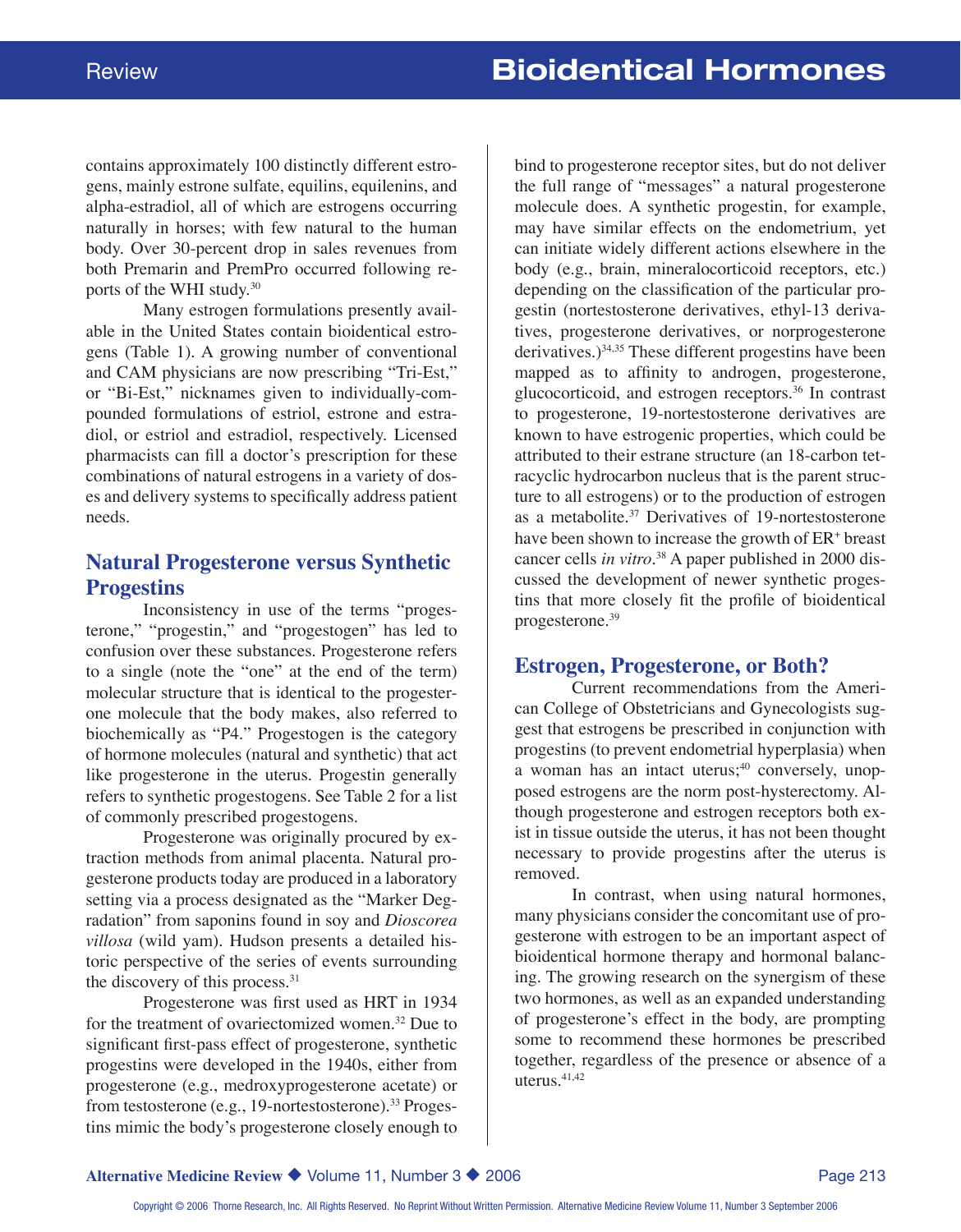contains approximately 100 distinctly different estrogens, mainly estrone sulfate, equilins, equilenins, and alpha-estradiol, all of which are estrogens occurring naturally in horses; with few natural to the human body. Over 30-percent drop in sales revenues from both Premarin and PremPro occurred following reports of the WHI study.[30]

Many estrogen formulations presently available in the United States contain bioidentical estrogens (Table 1). A growing number of conventional and CAM physicians are now prescribing "Tri-Est," or "Bi-Est," nicknames given to individually-compounded formulations of estriol, estrone and estradiol, or estriol and estradiol, respectively. Licensed pharmacists can fill a doctor's prescription for these combinations of natural estrogens in a variety of doses and delivery systems to specifically address patient needs.

## Natural Progesterone versus Synthetic Progestins

Inconsistency in use of the terms "progesterone," "progestin," and "progestogen" has led to confusion over these substances. Progesterone refers to a single (note the "one" at the end of the term) molecular structure that is identical to the progesterone molecule that the body makes, also referred to biochemically as "P4." Progestogen is the category of hormone molecules (natural and synthetic) that act like progesterone in the uterus. Progestin generally refers to synthetic progestogens. See Table 2 for a list of commonly prescribed progestogens.

Progesterone was originally procured by extraction methods from animal placenta. Natural progesterone products today are produced in a laboratory setting via a process designated as the "Marker Degradation" from saponins found in soy and *Dioscorea villosa* (wild yam). Hudson presents a detailed historic perspective of the series of events surrounding the discovery of this process.[31]

Progesterone was first used as HRT in 1934 for the treatment of ovariectomized women.[32] Due to significant first-pass effect of progesterone, synthetic progestins were developed in the 1940s, either from progesterone (e.g., medroxyprogesterone acetate) or from testosterone (e.g., 19-nortestosterone).[33] Progestins mimic the body's progesterone closely enough to bind to progesterone receptor sites, but do not deliver the full range of "messages" a natural progesterone molecule does. A synthetic progestin, for example, may have similar effects on the endometrium, yet can initiate widely different actions elsewhere in the body (e.g., brain, mineralocorticoid receptors, etc.) depending on the classification of the particular progestin (nortestosterone derivatives, ethyl-13 derivatives, progesterone derivatives, or norprogesterone derivatives.)[34,35] These different progestins have been mapped as to affinity to androgen, progesterone, glucocorticoid, and estrogen receptors.[36] In contrast to progesterone, 19-nortestosterone derivatives are known to have estrogenic properties, which could be attributed to their estrane structure (an 18-carbon tetracyclic hydrocarbon nucleus that is the parent structure to all estrogens) or to the production of estrogen as a metabolite.[37] Derivatives of 19-nortestosterone have been shown to increase the growth of $ER^+$ breast cancer cells *in vitro*.[38] A paper published in 2000 discussed the development of newer synthetic progestins that more closely fit the profile of bioidentical progesterone.[39]

## Estrogen, Progesterone, or Both?

Current recommendations from the American College of Obstetricians and Gynecologists suggest that estrogens be prescribed in conjunction with progestins (to prevent endometrial hyperplasia) when a woman has an intact uterus;[40] conversely, unopposed estrogens are the norm post-hysterectomy. Although progesterone and estrogen receptors both exist in tissue outside the uterus, it has not been thought necessary to provide progestins after the uterus is removed.

In contrast, when using natural hormones, many physicians consider the concomitant use of progesterone with estrogen to be an important aspect of bioidentical hormone therapy and hormonal balancing. The growing research on the synergism of these two hormones, as well as an expanded understanding of progesterone's effect in the body, are prompting some to recommend these hormones be prescribed together, regardless of the presence or absence of a uterus.[41,42]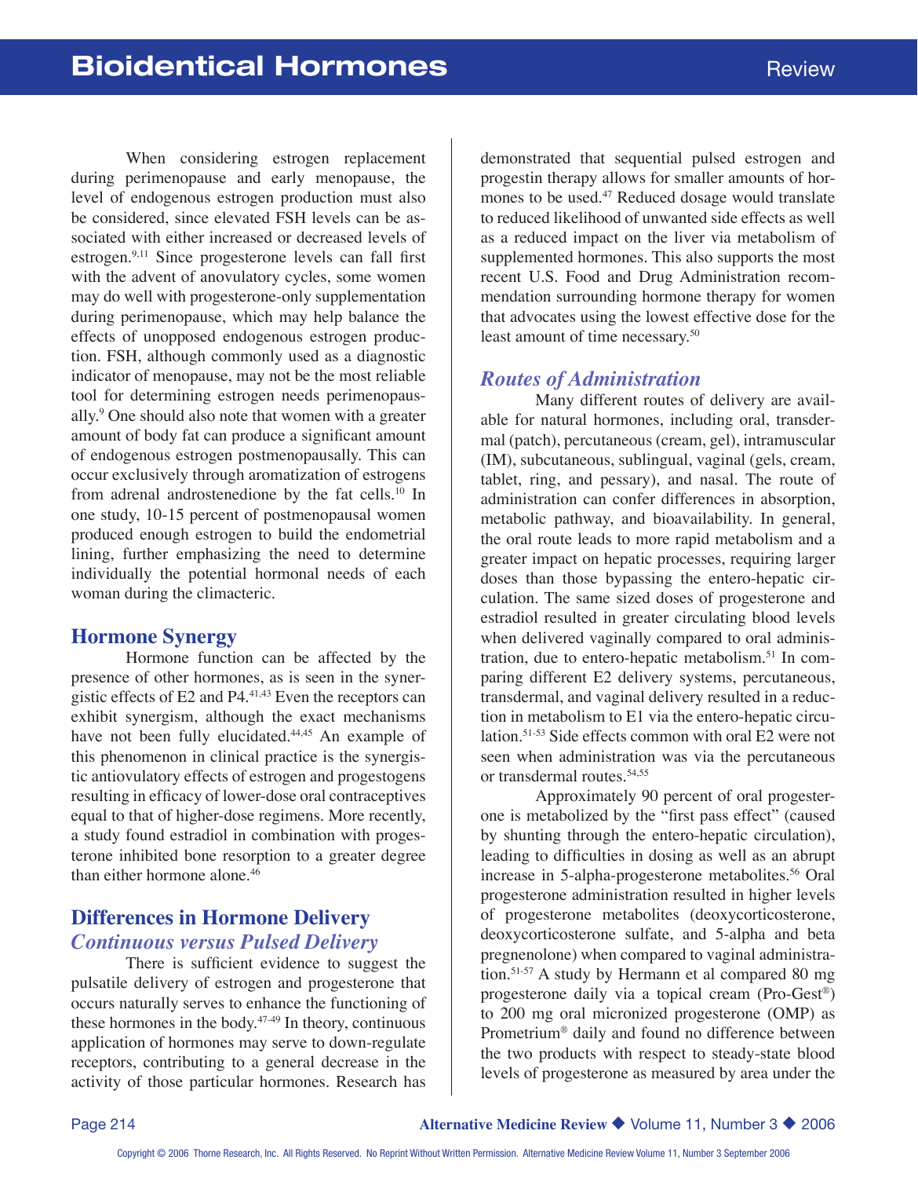When considering estrogen replacement during perimenopause and early menopause, the level of endogenous estrogen production must also be considered, since elevated FSH levels can be associated with either increased or decreased levels of estrogen.[9,11] Since progesterone levels can fall first with the advent of anovulatory cycles, some women may do well with progesterone-only supplementation during perimenopause, which may help balance the effects of unopposed endogenous estrogen production. FSH, although commonly used as a diagnostic indicator of menopause, may not be the most reliable tool for determining estrogen needs perimenopausally.[9] One should also note that women with a greater amount of body fat can produce a significant amount of endogenous estrogen postmenopausally. This can occur exclusively through aromatization of estrogens from adrenal androstenedione by the fat cells.[10] In one study, 10-15 percent of postmenopausal women produced enough estrogen to build the endometrial lining, further emphasizing the need to determine individually the potential hormonal needs of each woman during the climacteric.

## Hormone Synergy

Hormone function can be affected by the presence of other hormones, as is seen in the synergistic effects of E2 and P4.[41,43] Even the receptors can exhibit synergism, although the exact mechanisms have not been fully elucidated.[44,45] An example of this phenomenon in clinical practice is the synergistic antiovulatory effects of estrogen and progestogens resulting in efficacy of lower-dose oral contraceptives equal to that of higher-dose regimens. More recently, a study found estradiol in combination with progesterone inhibited bone resorption to a greater degree than either hormone alone.[46]

## Differences in Hormone Delivery

### *Continuous versus Pulsed Delivery*

There is sufficient evidence to suggest the pulsatile delivery of estrogen and progesterone that occurs naturally serves to enhance the functioning of these hormones in the body.[47-49] In theory, continuous application of hormones may serve to down-regulate receptors, contributing to a general decrease in the activity of those particular hormones. Research has demonstrated that sequential pulsed estrogen and progestin therapy allows for smaller amounts of hormones to be used.[47] Reduced dosage would translate to reduced likelihood of unwanted side effects as well as a reduced impact on the liver via metabolism of supplemented hormones. This also supports the most recent U.S. Food and Drug Administration recommendation surrounding hormone therapy for women that advocates using the lowest effective dose for the least amount of time necessary.[50]

### *Routes of Administration*

Many different routes of delivery are available for natural hormones, including oral, transdermal (patch), percutaneous (cream, gel), intramuscular (IM), subcutaneous, sublingual, vaginal (gels, cream, tablet, ring, and pessary), and nasal. The route of administration can confer differences in absorption, metabolic pathway, and bioavailability. In general, the oral route leads to more rapid metabolism and a greater impact on hepatic processes, requiring larger doses than those bypassing the entero-hepatic circulation. The same sized doses of progesterone and estradiol resulted in greater circulating blood levels when delivered vaginally compared to oral administration, due to entero-hepatic metabolism.[51] In comparing different E2 delivery systems, percutaneous, transdermal, and vaginal delivery resulted in a reduction in metabolism to E1 via the entero-hepatic circulation.[51-53] Side effects common with oral E2 were not seen when administration was via the percutaneous or transdermal routes.[54,55]

Approximately 90 percent of oral progesterone is metabolized by the "first pass effect" (caused by shunting through the entero-hepatic circulation), leading to difficulties in dosing as well as an abrupt increase in 5-alpha-progesterone metabolites.[56] Oral progesterone administration resulted in higher levels of progesterone metabolites (deoxycorticosterone, deoxycorticosterone sulfate, and 5-alpha and beta pregnenolone) when compared to vaginal administration.[51-57] A study by Hermann et al compared 80 mg progesterone daily via a topical cream (Pro-Gest®) to 200 mg oral micronized progesterone (OMP) as Prometrium® daily and found no difference between the two products with respect to steady-state blood levels of progesterone as measured by area under the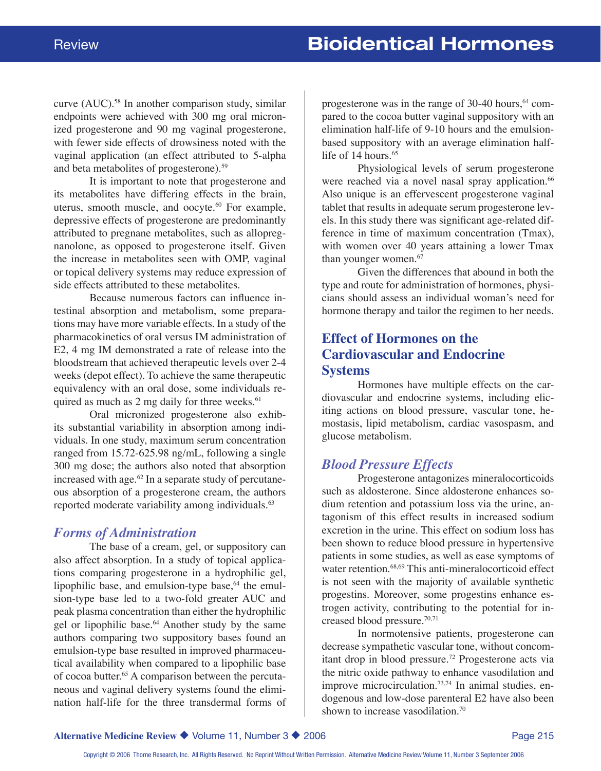curve (AUC).[58] In another comparison study, similar endpoints were achieved with 300 mg oral micronized progesterone and 90 mg vaginal progesterone, with fewer side effects of drowsiness noted with the vaginal application (an effect attributed to 5-alpha and beta metabolites of progesterone).[59]

It is important to note that progesterone and its metabolites have differing effects in the brain, uterus, smooth muscle, and oocyte.[60] For example, depressive effects of progesterone are predominantly attributed to pregnane metabolites, such as allopregnanolone, as opposed to progesterone itself. Given the increase in metabolites seen with OMP, vaginal or topical delivery systems may reduce expression of side effects attributed to these metabolites.

Because numerous factors can influence intestinal absorption and metabolism, some preparations may have more variable effects. In a study of the pharmacokinetics of oral versus IM administration of E2, 4 mg IM demonstrated a rate of release into the bloodstream that achieved therapeutic levels over 2-4 weeks (depot effect). To achieve the same therapeutic equivalency with an oral dose, some individuals required as much as 2 mg daily for three weeks.[61]

Oral micronized progesterone also exhibits substantial variability in absorption among individuals. In one study, maximum serum concentration ranged from 15.72-625.98 ng/mL, following a single 300 mg dose; the authors also noted that absorption increased with age.[62] In a separate study of percutaneous absorption of a progesterone cream, the authors reported moderate variability among individuals.[63]

### *Forms of Administration*

The base of a cream, gel, or suppository can also affect absorption. In a study of topical applications comparing progesterone in a hydrophilic gel, lipophilic base, and emulsion-type base,[64] the emulsion-type base led to a two-fold greater AUC and peak plasma concentration than either the hydrophilic gel or lipophilic base.[64] Another study by the same authors comparing two suppository bases found an emulsion-type base resulted in improved pharmaceutical availability when compared to a lipophilic base of cocoa butter.[65] A comparison between the percutaneous and vaginal delivery systems found the elimination half-life for the three transdermal forms of progesterone was in the range of 30-40 hours,[64] compared to the cocoa butter vaginal suppository with an elimination half-life of 9-10 hours and the emulsion-based suppository with an average elimination half-life of 14 hours.[65]

Physiological levels of serum progesterone were reached via a novel nasal spray application.[66] Also unique is an effervescent progesterone vaginal tablet that results in adequate serum progesterone levels. In this study there was significant age-related difference in time of maximum concentration (Tmax), with women over 40 years attaining a lower Tmax than younger women.[67]

Given the differences that abound in both the type and route for administration of hormones, physicians should assess an individual woman's need for hormone therapy and tailor the regimen to her needs.

## Effect of Hormones on the Cardiovascular and Endocrine Systems

Hormones have multiple effects on the cardiovascular and endocrine systems, including eliciting actions on blood pressure, vascular tone, hemostasis, lipid metabolism, cardiac vasospasm, and glucose metabolism.

### *Blood Pressure Effects*

Progesterone antagonizes mineralocorticoids such as aldosterone. Since aldosterone enhances sodium retention and potassium loss via the urine, antagonism of this effect results in increased sodium excretion in the urine. This effect on sodium loss has been shown to reduce blood pressure in hypertensive patients in some studies, as well as ease symptoms of water retention.[68,69] This anti-mineralocorticoid effect is not seen with the majority of available synthetic progestins. Moreover, some progestins enhance estrogen activity, contributing to the potential for increased blood pressure.[70,71]

In normotensive patients, progesterone can decrease sympathetic vascular tone, without concomitant drop in blood pressure.[72] Progesterone acts via the nitric oxide pathway to enhance vasodilation and improve microcirculation.[73,74] In animal studies, endogenous and low-dose parenteral E2 have also been shown to increase vasodilation.[70]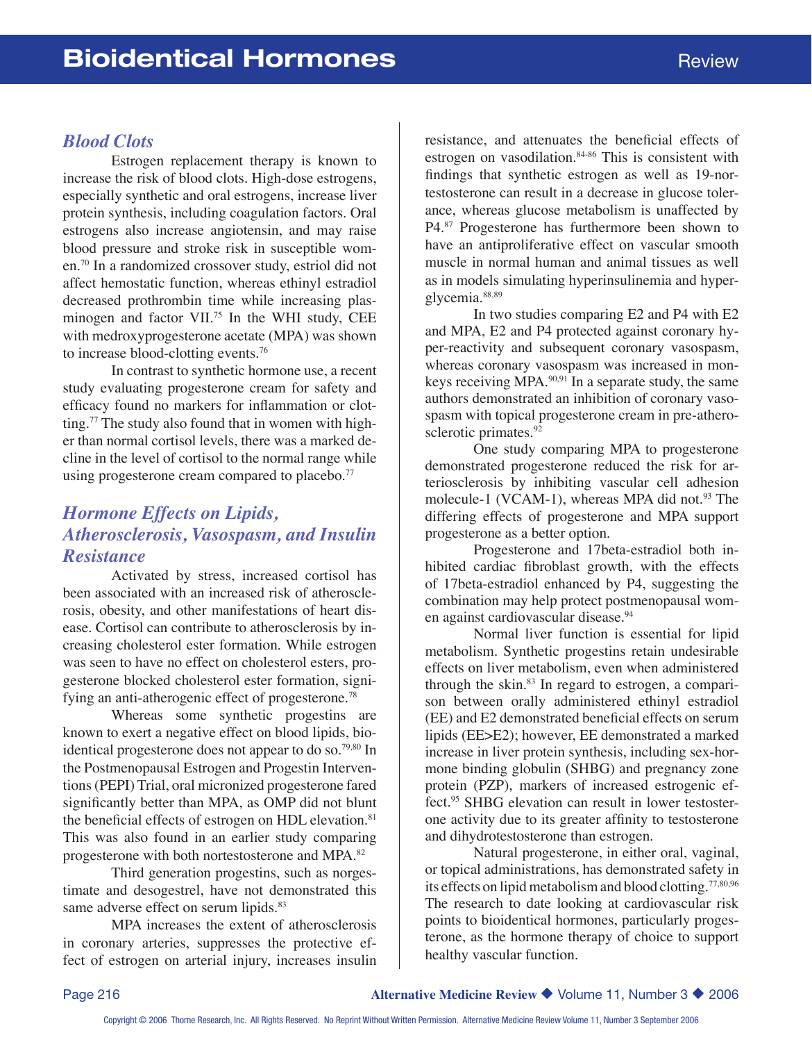## Blood Clots

Estrogen replacement therapy is known to increase the risk of blood clots. High-dose estrogens, especially synthetic and oral estrogens, increase liver protein synthesis, including coagulation factors. Oral estrogens also increase angiotensin, and may raise blood pressure and stroke risk in susceptible women.[70] In a randomized crossover study, estriol did not affect hemostatic function, whereas ethinyl estradiol decreased prothrombin time while increasing plasminogen and factor VII.[75] In the WHI study, CEE with medroxyprogesterone acetate (MPA) was shown to increase blood-clotting events.[76]

In contrast to synthetic hormone use, a recent study evaluating progesterone cream for safety and efficacy found no markers for inflammation or clotting.[77] The study also found that in women with higher than normal cortisol levels, there was a marked decline in the level of cortisol to the normal range while using progesterone cream compared to placebo.[77]

## Hormone Effects on Lipids, Atherosclerosis, Vasospasm, and Insulin Resistance

Activated by stress, increased cortisol has been associated with an increased risk of atherosclerosis, obesity, and other manifestations of heart disease. Cortisol can contribute to atherosclerosis by increasing cholesterol ester formation. While estrogen was seen to have no effect on cholesterol esters, progesterone blocked cholesterol ester formation, signifying an anti-atherogenic effect of progesterone.[78]

Whereas some synthetic progestins are known to exert a negative effect on blood lipids, bioidentical progesterone does not appear to do so.[79,80] In the Postmenopausal Estrogen and Progestin Interventions (PEPI) Trial, oral micronized progesterone fared significantly better than MPA, as OMP did not blunt the beneficial effects of estrogen on HDL elevation.[81] This was also found in an earlier study comparing progesterone with both nortestosterone and MPA.[82]

Third generation progestins, such as norgestimate and desogestrel, have not demonstrated this same adverse effect on serum lipids.[83]

MPA increases the extent of atherosclerosis in coronary arteries, suppresses the protective effect of estrogen on arterial injury, increases insulin resistance, and attenuates the beneficial effects of estrogen on vasodilation.[84-86] This is consistent with findings that synthetic estrogen as well as 19-nortestosterone can result in a decrease in glucose tolerance, whereas glucose metabolism is unaffected by P4.[87] Progesterone has furthermore been shown to have an antiproliferative effect on vascular smooth muscle in normal human and animal tissues as well as in models simulating hyperinsulinemia and hyperglycemia.[88,89]

In two studies comparing E2 and P4 with E2 and MPA, E2 and P4 protected against coronary hyper-reactivity and subsequent coronary vasospasm, whereas coronary vasospasm was increased in monkeys receiving MPA.[90,91] In a separate study, the same authors demonstrated an inhibition of coronary vasospasm with topical progesterone cream in pre-atherosclerotic primates.[92]

One study comparing MPA to progesterone demonstrated progesterone reduced the risk for arteriosclerosis by inhibiting vascular cell adhesion molecule-1 (VCAM-1), whereas MPA did not.[93] The differing effects of progesterone and MPA support progesterone as a better option.

Progesterone and 17beta-estradiol both inhibited cardiac fibroblast growth, with the effects of 17beta-estradiol enhanced by P4, suggesting the combination may help protect postmenopausal women against cardiovascular disease.[94]

Normal liver function is essential for lipid metabolism. Synthetic progestins retain undesirable effects on liver metabolism, even when administered through the skin.[83] In regard to estrogen, a comparison between orally administered ethinyl estradiol (EE) and E2 demonstrated beneficial effects on serum lipids (EE>E2); however, EE demonstrated a marked increase in liver protein synthesis, including sex-hormone binding globulin (SHBG) and pregnancy zone protein (PZP), markers of increased estrogenic effect.[95] SHBG elevation can result in lower testosterone activity due to its greater affinity to testosterone and dihydrotestosterone than estrogen.

Natural progesterone, in either oral, vaginal, or topical administrations, has demonstrated safety in its effects on lipid metabolism and blood clotting.[77,80,96] The research to date looking at cardiovascular risk points to bioidentical hormones, particularly progesterone, as the hormone therapy of choice to support healthy vascular function.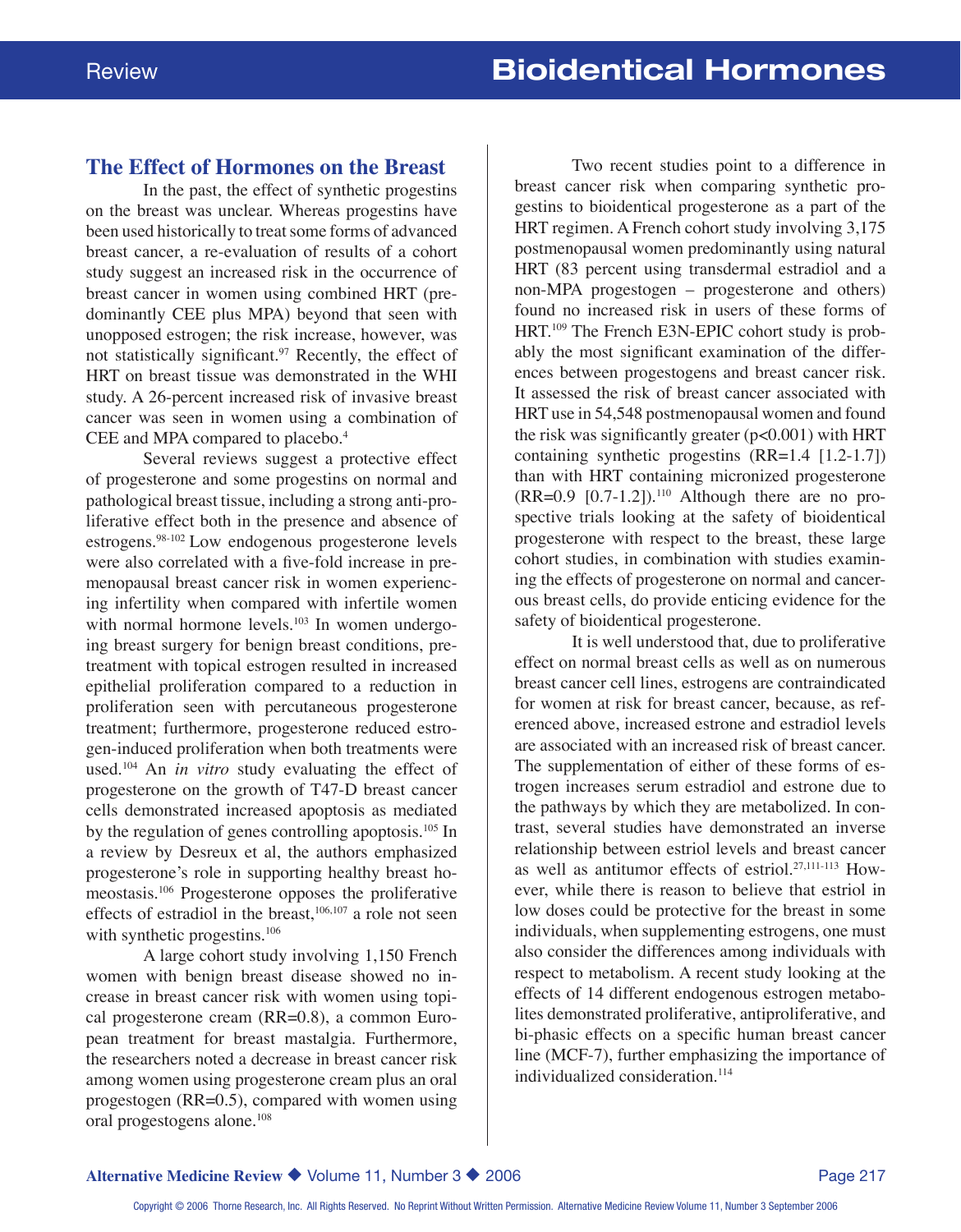## The Effect of Hormones on the Breast

In the past, the effect of synthetic progestins on the breast was unclear. Whereas progestins have been used historically to treat some forms of advanced breast cancer, a re-evaluation of results of a cohort study suggest an increased risk in the occurrence of breast cancer in women using combined HRT (predominantly CEE plus MPA) beyond that seen with unopposed estrogen; the risk increase, however, was not statistically significant.[97] Recently, the effect of HRT on breast tissue was demonstrated in the WHI study. A 26-percent increased risk of invasive breast cancer was seen in women using a combination of CEE and MPA compared to placebo.[4]

Several reviews suggest a protective effect of progesterone and some progestins on normal and pathological breast tissue, including a strong anti-proliferative effect both in the presence and absence of estrogens.[98-102] Low endogenous progesterone levels were also correlated with a five-fold increase in premenopausal breast cancer risk in women experiencing infertility when compared with infertile women with normal hormone levels.[103] In women undergoing breast surgery for benign breast conditions, pretreatment with topical estrogen resulted in increased epithelial proliferation compared to a reduction in proliferation seen with percutaneous progesterone treatment; furthermore, progesterone reduced estrogen-induced proliferation when both treatments were used.[104] An *in vitro* study evaluating the effect of progesterone on the growth of T47-D breast cancer cells demonstrated increased apoptosis as mediated by the regulation of genes controlling apoptosis.[105] In a review by Desreux et al, the authors emphasized progesterone's role in supporting healthy breast homeostasis.[106] Progesterone opposes the proliferative effects of estradiol in the breast,[106,107] a role not seen with synthetic progestins.[106]

A large cohort study involving 1,150 French women with benign breast disease showed no increase in breast cancer risk with women using topical progesterone cream (RR=0.8), a common European treatment for breast mastalgia. Furthermore, the researchers noted a decrease in breast cancer risk among women using progesterone cream plus an oral progestogen (RR=0.5), compared with women using oral progestogens alone.[108]

Two recent studies point to a difference in breast cancer risk when comparing synthetic progestins to bioidentical progesterone as a part of the HRT regimen. A French cohort study involving 3,175 postmenopausal women predominantly using natural HRT (83 percent using transdermal estradiol and a non-MPA progestogen – progesterone and others) found no increased risk in users of these forms of HRT.[109] The French E3N-EPIC cohort study is probably the most significant examination of the differences between progestogens and breast cancer risk. It assessed the risk of breast cancer associated with HRT use in 54,548 postmenopausal women and found the risk was significantly greater ($p<0.001$) with HRT containing synthetic progestins (RR=1.4 [1.2-1.7]) than with HRT containing micronized progesterone (RR=0.9 [0.7-1.2]).[110] Although there are no prospective trials looking at the safety of bioidentical progesterone with respect to the breast, these large cohort studies, in combination with studies examining the effects of progesterone on normal and cancerous breast cells, do provide enticing evidence for the safety of bioidentical progesterone.

It is well understood that, due to proliferative effect on normal breast cells as well as on numerous breast cancer cell lines, estrogens are contraindicated for women at risk for breast cancer, because, as referenced above, increased estrone and estradiol levels are associated with an increased risk of breast cancer. The supplementation of either of these forms of estrogen increases serum estradiol and estrone due to the pathways by which they are metabolized. In contrast, several studies have demonstrated an inverse relationship between estriol levels and breast cancer as well as antitumor effects of estriol.[27,111-113] However, while there is reason to believe that estriol in low doses could be protective for the breast in some individuals, when supplementing estrogens, one must also consider the differences among individuals with respect to metabolism. A recent study looking at the effects of 14 different endogenous estrogen metabolites demonstrated proliferative, antiproliferative, and bi-phasic effects on a specific human breast cancer line (MCF-7), further emphasizing the importance of individualized consideration.[114]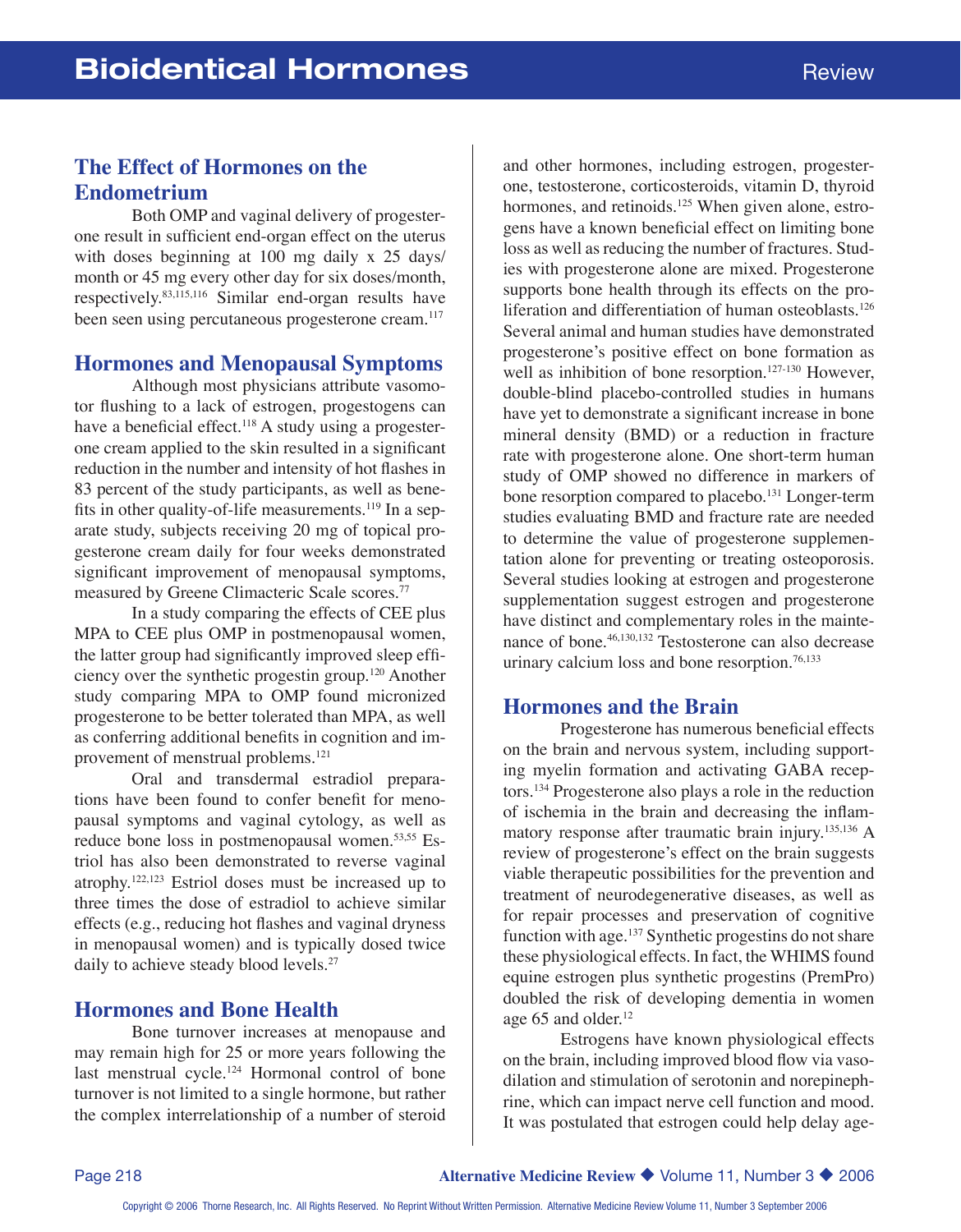## The Effect of Hormones on the Endometrium

Both OMP and vaginal delivery of progesterone result in sufficient end-organ effect on the uterus with doses beginning at 100 mg daily x 25 days/month or 45 mg every other day for six doses/month, respectively.[83,115,116] Similar end-organ results have been seen using percutaneous progesterone cream.[117]

## Hormones and Menopausal Symptoms

Although most physicians attribute vasomotor flushing to a lack of estrogen, progestogens can have a beneficial effect.[118] A study using a progesterone cream applied to the skin resulted in a significant reduction in the number and intensity of hot flashes in 83 percent of the study participants, as well as benefits in other quality-of-life measurements.[119] In a separate study, subjects receiving 20 mg of topical progesterone cream daily for four weeks demonstrated significant improvement of menopausal symptoms, measured by Greene Climacteric Scale scores.[77]

In a study comparing the effects of CEE plus MPA to CEE plus OMP in postmenopausal women, the latter group had significantly improved sleep efficiency over the synthetic progestin group.[120] Another study comparing MPA to OMP found micronized progesterone to be better tolerated than MPA, as well as conferring additional benefits in cognition and improvement of menstrual problems.[121]

Oral and transdermal estradiol preparations have been found to confer benefit for menopausal symptoms and vaginal cytology, as well as reduce bone loss in postmenopausal women.[53,55] Estriol has also been demonstrated to reverse vaginal atrophy.[122,123] Estriol doses must be increased up to three times the dose of estradiol to achieve similar effects (e.g., reducing hot flashes and vaginal dryness in menopausal women) and is typically dosed twice daily to achieve steady blood levels.[27]

## Hormones and Bone Health

Bone turnover increases at menopause and may remain high for 25 or more years following the last menstrual cycle.[124] Hormonal control of bone turnover is not limited to a single hormone, but rather the complex interrelationship of a number of steroid and other hormones, including estrogen, progesterone, testosterone, corticosteroids, vitamin D, thyroid hormones, and retinoids.[125] When given alone, estrogens have a known beneficial effect on limiting bone loss as well as reducing the number of fractures. Studies with progesterone alone are mixed. Progesterone supports bone health through its effects on the proliferation and differentiation of human osteoblasts.[126] Several animal and human studies have demonstrated progesterone's positive effect on bone formation as well as inhibition of bone resorption.[127-130] However, double-blind placebo-controlled studies in humans have yet to demonstrate a significant increase in bone mineral density (BMD) or a reduction in fracture rate with progesterone alone. One short-term human study of OMP showed no difference in markers of bone resorption compared to placebo.[131] Longer-term studies evaluating BMD and fracture rate are needed to determine the value of progesterone supplementation alone for preventing or treating osteoporosis. Several studies looking at estrogen and progesterone supplementation suggest estrogen and progesterone have distinct and complementary roles in the maintenance of bone.[46,130,132] Testosterone can also decrease urinary calcium loss and bone resorption.[76,133]

## Hormones and the Brain

Progesterone has numerous beneficial effects on the brain and nervous system, including supporting myelin formation and activating GABA receptors.[134] Progesterone also plays a role in the reduction of ischemia in the brain and decreasing the inflammatory response after traumatic brain injury.[135,136] A review of progesterone's effect on the brain suggests viable therapeutic possibilities for the prevention and treatment of neurodegenerative diseases, as well as for repair processes and preservation of cognitive function with age.[137] Synthetic progestins do not share these physiological effects. In fact, the WHIMS found equine estrogen plus synthetic progestins (PremPro) doubled the risk of developing dementia in women age 65 and older.[12]

Estrogens have known physiological effects on the brain, including improved blood flow via vasodilation and stimulation of serotonin and norepinephrine, which can impact nerve cell function and mood. It was postulated that estrogen could help delay age-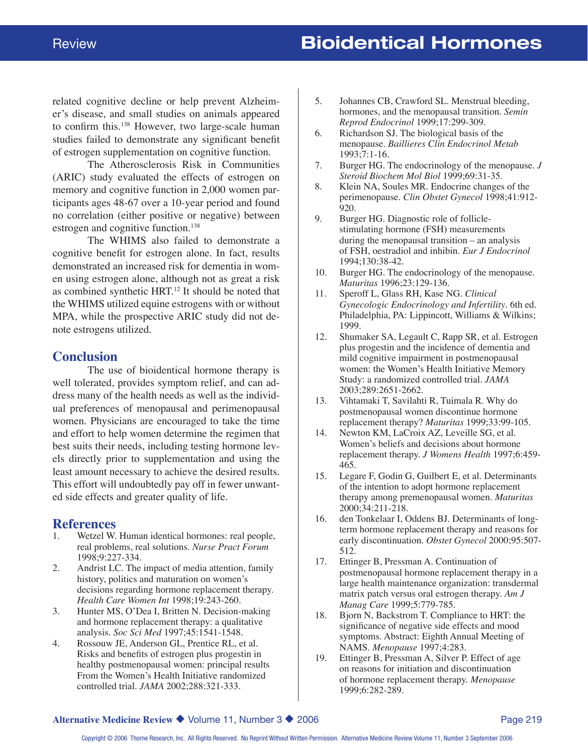related cognitive decline or help prevent Alzheimer's disease, and small studies on animals appeared to confirm this.[138] However, two large-scale human studies failed to demonstrate any significant benefit of estrogen supplementation on cognitive function.

The Atherosclerosis Risk in Communities (ARIC) study evaluated the effects of estrogen on memory and cognitive function in 2,000 women participants ages 48-67 over a 10-year period and found no correlation (either positive or negative) between estrogen and cognitive function.[138]

The WHIMS also failed to demonstrate a cognitive benefit for estrogen alone. In fact, results demonstrated an increased risk for dementia in women using estrogen alone, although not as great a risk as combined synthetic HRT.[12] It should be noted that the WHIMS utilized equine estrogens with or without MPA, while the prospective ARIC study did not denote estrogens utilized.

## Conclusion

The use of bioidentical hormone therapy is well tolerated, provides symptom relief, and can address many of the health needs as well as the individual preferences of menopausal and perimenopausal women. Physicians are encouraged to take the time and effort to help women determine the regimen that best suits their needs, including testing hormone levels directly prior to supplementation and using the least amount necessary to achieve the desired results. This effort will undoubtedly pay off in fewer unwanted side effects and greater quality of life.

## References

1. Wetzel W. Human identical hormones: real people, real problems, real solutions. *Nurse Pract Forum* 1998;9:227-334.
2. Andrist LC. The impact of media attention, family history, politics and maturation on women's decisions regarding hormone replacement therapy. *Health Care Women Int* 1998;19:243-260.
3. Hunter MS, O'Dea I, Britten N. Decision-making and hormone replacement therapy: a qualitative analysis. *Soc Sci Med* 1997;45:1541-1548.
4. Rossouw JE, Anderson GL, Prentice RL, et al. Risks and benefits of estrogen plus progestin in healthy postmenopausal women: principal results From the Women's Health Initiative randomized controlled trial. *JAMA* 2002;288:321-333.
5. Johannes CB, Crawford SL. Menstrual bleeding, hormones, and the menopausal transition. *Semin Reprod Endocrinol* 1999;17:299-309.
6. Richardson SJ. The biological basis of the menopause. *Baillieres Clin Endocrinol Metab* 1993;7:1-16.
7. Burger HG. The endocrinology of the menopause. *J Steroid Biochem Mol Biol* 1999;69:31-35.
8. Klein NA, Soules MR. Endocrine changes of the perimenopause. *Clin Obstet Gynecol* 1998;41:912-920.
9. Burger HG. Diagnostic role of follicle-stimulating hormone (FSH) measurements during the menopausal transition – an analysis of FSH, oestradiol and inhibin. *Eur J Endocrinol* 1994;130:38-42.
10. Burger HG. The endocrinology of the menopause. *Maturitas* 1996;23:129-136.
11. Speroff L, Glass RH, Kase NG. *Clinical Gynecologic Endocrinology and Infertility*. 6th ed. Philadelphia, PA: Lippincott, Williams & Wilkins; 1999.
12. Shumaker SA, Legault C, Rapp SR, et al. Estrogen plus progestin and the incidence of dementia and mild cognitive impairment in postmenopausal women: the Women's Health Initiative Memory Study: a randomized controlled trial. *JAMA* 2003;289:2651-2662.
13. Vihtamaki T, Savilahti R, Tuimala R. Why do postmenopausal women discontinue hormone replacement therapy? *Maturitas* 1999;33:99-105.
14. Newton KM, LaCroix AZ, Leveille SG, et al. Women's beliefs and decisions about hormone replacement therapy. *J Womens Health* 1997;6:459-465.
15. Legare F, Godin G, Guilbert E, et al. Determinants of the intention to adopt hormone replacement therapy among premenopausal women. *Maturitas* 2000;34:211-218.
16. den Tonkelaar I, Oddens BJ. Determinants of long-term hormone replacement therapy and reasons for early discontinuation. *Obstet Gynecol* 2000;95:507-512.
17. Ettinger B, Pressman A. Continuation of postmenopausal hormone replacement therapy in a large health maintenance organization: transdermal matrix patch versus oral estrogen therapy. *Am J Manag Care* 1999;5:779-785.
18. Bjorn N, Backstrom T. Compliance to HRT: the significance of negative side effects and mood symptoms. Abstract: Eighth Annual Meeting of NAMS. *Menopause* 1997;4:283.
19. Ettinger B, Pressman A, Silver P. Effect of age on reasons for initiation and discontinuation of hormone replacement therapy. *Menopause* 1999;6:282-289.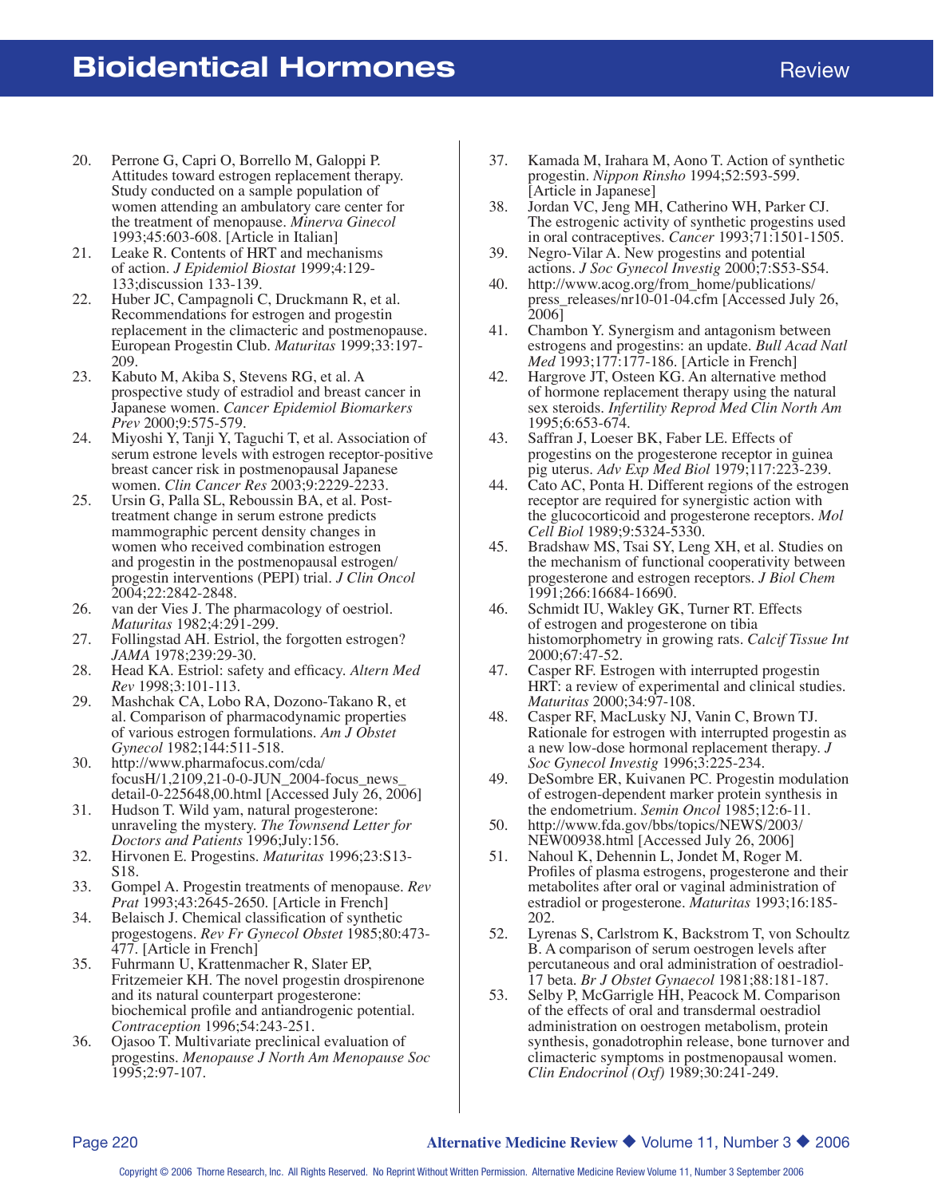20. Perrone G, Capri O, Borrello M, Galoppi P. Attitudes toward estrogen replacement therapy. Study conducted on a sample population of women attending an ambulatory care center for the treatment of menopause. *Minerva Ginecol* 1993;45:603-608. [Article in Italian]
21. Leake R. Contents of HRT and mechanisms of action. *J Epidemiol Biostat* 1999;4:129-133;discussion 133-139.
22. Huber JC, Campagnoli C, Druckmann R, et al. Recommendations for estrogen and progestin replacement in the climacteric and postmenopause. European Progestin Club. *Maturitas* 1999;33:197-209.
23. Kabuto M, Akiba S, Stevens RG, et al. A prospective study of estradiol and breast cancer in Japanese women. *Cancer Epidemiol Biomarkers Prev* 2000;9:575-579.
24. Miyoshi Y, Tanji Y, Taguchi T, et al. Association of serum estrone levels with estrogen receptor-positive breast cancer risk in postmenopausal Japanese women. *Clin Cancer Res* 2003;9:2229-2233.
25. Ursin G, Palla SL, Reboussin BA, et al. Post-treatment change in serum estrone predicts mammographic percent density changes in women who received combination estrogen and progestin in the postmenopausal estrogen/progestin interventions (PEPI) trial. *J Clin Oncol* 2004;22:2842-2848.
26. van der Vies J. The pharmacology of oestriol. *Maturitas* 1982;4:291-299.
27. Follingstad AH. Estriol, the forgotten estrogen? *JAMA* 1978;239:29-30.
28. Head KA. Estriol: safety and efficacy. *Altern Med Rev* 1998;3:101-113.
29. Mashchak CA, Lobo RA, Dozono-Takano R, et al. Comparison of pharmacodynamic properties of various estrogen formulations. *Am J Obstet Gynecol* 1982;144:511-518.
30. http://www.pharmafocus.com/cda/focusH/1,2109,21-0-0-JUN_2004-focus_news_detail-0-225648,00.html [Accessed July 26, 2006]
31. Hudson T. Wild yam, natural progesterone: unraveling the mystery. *The Townsend Letter for Doctors and Patients* 1996;July:156.
32. Hirvonen E. Progestins. *Maturitas* 1996;23:S13-S18.
33. Gompel A. Progestin treatments of menopause. *Rev Prat* 1993;43:2645-2650. [Article in French]
34. Belaisch J. Chemical classification of synthetic progestogens. *Rev Fr Gynecol Obstet* 1985;80:473-477. [Article in French]
35. Fuhrmann U, Krattenmacher R, Slater EP, Fritzemeier KH. The novel progestin drospirenone and its natural counterpart progesterone: biochemical profile and antiandrogenic potential. *Contraception* 1996;54:243-251.
36. Ojasoo T. Multivariate preclinical evaluation of progestins. *Menopause J North Am Menopause Soc* 1995;2:97-107.
37. Kamada M, Irahara M, Aono T. Action of synthetic progestin. *Nippon Rinsho* 1994;52:593-599. [Article in Japanese]
38. Jordan VC, Jeng MH, Catherino WH, Parker CJ. The estrogenic activity of synthetic progestins used in oral contraceptives. *Cancer* 1993;71:1501-1505.
39. Negro-Vilar A. New progestins and potential actions. *J Soc Gynecol Investig* 2000;7:S53-S54.
40. http://www.acog.org/from_home/publications/press_releases/nr10-01-04.cfm [Accessed July 26, 2006]
41. Chambon Y. Synergism and antagonism between estrogens and progestins: an update. *Bull Acad Natl Med* 1993;177:177-186. [Article in French]
42. Hargrove JT, Osteen KG. An alternative method of hormone replacement therapy using the natural sex steroids. *Infertility Reprod Med Clin North Am* 1995;6:653-674.
43. Saffran J, Loeser BK, Faber LE. Effects of progestins on the progesterone receptor in guinea pig uterus. *Adv Exp Med Biol* 1979;117:223-239.
44. Cato AC, Ponta H. Different regions of the estrogen receptor are required for synergistic action with the glucocorticoid and progesterone receptors. *Mol Cell Biol* 1989;9:5324-5330.
45. Bradshaw MS, Tsai SY, Leng XH, et al. Studies on the mechanism of functional cooperativity between progesterone and estrogen receptors. *J Biol Chem* 1991;266:16684-16690.
46. Schmidt IU, Wakley GK, Turner RT. Effects of estrogen and progesterone on tibia histomorphometry in growing rats. *Calcif Tissue Int* 2000;67:47-52.
47. Casper RF. Estrogen with interrupted progestin HRT: a review of experimental and clinical studies. *Maturitas* 2000;34:97-108.
48. Casper RF, MacLusky NJ, Vanin C, Brown TJ. Rationale for estrogen with interrupted progestin as a new low-dose hormonal replacement therapy. *J Soc Gynecol Investig* 1996;3:225-234.
49. DeSombre ER, Kuivanen PC. Progestin modulation of estrogen-dependent marker protein synthesis in the endometrium. *Semin Oncol* 1985;12:6-11.
50. http://www.fda.gov/bbs/topics/NEWS/2003/NEW00938.html [Accessed July 26, 2006]
51. Nahoul K, Dehennin L, Jondet M, Roger M. Profiles of plasma estrogens, progesterone and their metabolites after oral or vaginal administration of estradiol or progesterone. *Maturitas* 1993;16:185-202.
52. Lyrenas S, Carlstrom K, Backstrom T, von Schoultz B. A comparison of serum oestrogen levels after percutaneous and oral administration of oestradiol-17 beta. *Br J Obstet Gynaecol* 1981;88:181-187.
53. Selby P, McGarrigle HH, Peacock M. Comparison of the effects of oral and transdermal oestradiol administration on oestrogen metabolism, protein synthesis, gonadotrophin release, bone turnover and climacteric symptoms in postmenopausal women. *Clin Endocrinol (Oxf)* 1989;30:241-249.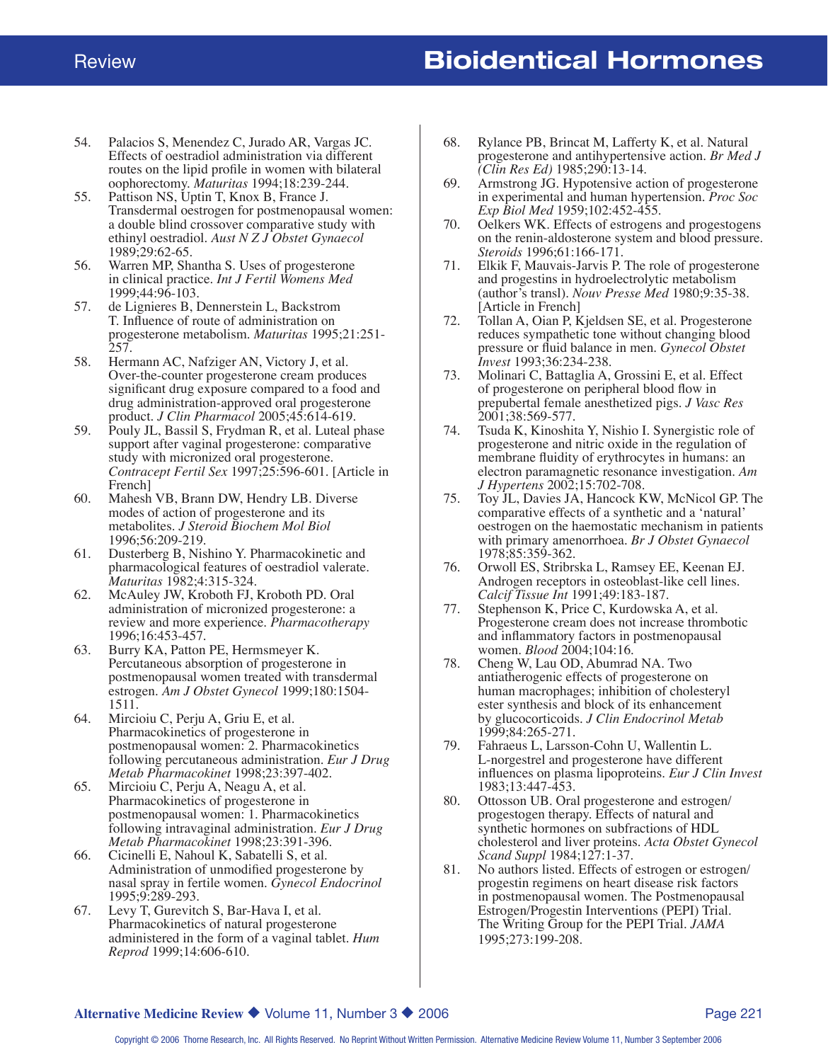54. Palacios S, Menendez C, Jurado AR, Vargas JC. Effects of oestradiol administration via different routes on the lipid profile in women with bilateral oophorectomy. *Maturitas* 1994;18:239-244.
55. Pattison NS, Uptin T, Knox B, France J. Transdermal oestrogen for postmenopausal women: a double blind crossover comparative study with ethinyl oestradiol. *Aust N Z J Obstet Gynaecol* 1989;29:62-65.
56. Warren MP, Shantha S. Uses of progesterone in clinical practice. *Int J Fertil Womens Med* 1999;44:96-103.
57. de Lignieres B, Dennerstein L, Backstrom T. Influence of route of administration on progesterone metabolism. *Maturitas* 1995;21:251-257.
58. Hermann AC, Nafziger AN, Victory J, et al. Over-the-counter progesterone cream produces significant drug exposure compared to a food and drug administration-approved oral progesterone product. *J Clin Pharmacol* 2005;45:614-619.
59. Pouly JL, Bassil S, Frydman R, et al. Luteal phase support after vaginal progesterone: comparative study with micronized oral progesterone. *Contracept Fertil Sex* 1997;25:596-601. [Article in French]
60. Mahesh VB, Brann DW, Hendry LB. Diverse modes of action of progesterone and its metabolites. *J Steroid Biochem Mol Biol* 1996;56:209-219.
61. Dusterberg B, Nishino Y. Pharmacokinetic and pharmacological features of oestradiol valerate. *Maturitas* 1982;4:315-324.
62. McAuley JW, Kroboth FJ, Kroboth PD. Oral administration of micronized progesterone: a review and more experience. *Pharmacotherapy* 1996;16:453-457.
63. Burry KA, Patton PE, Hermsmeyer K. Percutaneous absorption of progesterone in postmenopausal women treated with transdermal estrogen. *Am J Obstet Gynecol* 1999;180:1504-1511.
64. Mircioiu C, Perju A, Griu E, et al. Pharmacokinetics of progesterone in postmenopausal women: 2. Pharmacokinetics following percutaneous administration. *Eur J Drug Metab Pharmacokinet* 1998;23:397-402.
65. Mircioiu C, Perju A, Neagu A, et al. Pharmacokinetics of progesterone in postmenopausal women: 1. Pharmacokinetics following intravaginal administration. *Eur J Drug Metab Pharmacokinet* 1998;23:391-396.
66. Cicinelli E, Nahoul K, Sabatelli S, et al. Administration of unmodified progesterone by nasal spray in fertile women. *Gynecol Endocrinol* 1995;9:289-293.
67. Levy T, Gurevitch S, Bar-Hava I, et al. Pharmacokinetics of natural progesterone administered in the form of a vaginal tablet. *Hum Reprod* 1999;14:606-610.
68. Rylance PB, Brincat M, Lafferty K, et al. Natural progesterone and antihypertensive action. *Br Med J (Clin Res Ed)* 1985;290:13-14.
69. Armstrong JG. Hypotensive action of progesterone in experimental and human hypertension. *Proc Soc Exp Biol Med* 1959;102:452-455.
70. Oelkers WK. Effects of estrogens and progestogens on the renin-aldosterone system and blood pressure. *Steroids* 1996;61:166-171.
71. Elkik F, Mauvais-Jarvis P. The role of progesterone and progestins in hydroelectrolytic metabolism (author's transl). *Nouv Presse Med* 1980;9:35-38. [Article in French]
72. Tollan A, Oian P, Kjeldsen SE, et al. Progesterone reduces sympathetic tone without changing blood pressure or fluid balance in men. *Gynecol Obstet Invest* 1993;36:234-238.
73. Molinari C, Battaglia A, Grossini E, et al. Effect of progesterone on peripheral blood flow in prepubertal female anesthetized pigs. *J Vasc Res* 2001;38:569-577.
74. Tsuda K, Kinoshita Y, Nishio I. Synergistic role of progesterone and nitric oxide in the regulation of membrane fluidity of erythrocytes in humans: an electron paramagnetic resonance investigation. *Am J Hypertens* 2002;15:702-708.
75. Toy JL, Davies JA, Hancock KW, McNicol GP. The comparative effects of a synthetic and a 'natural' oestrogen on the haemostatic mechanism in patients with primary amenorrhoea. *Br J Obstet Gynaecol* 1978;85:359-362.
76. Orwoll ES, Stribrska L, Ramsey EE, Keenan EJ. Androgen receptors in osteoblast-like cell lines. *Calcif Tissue Int* 1991;49:183-187.
77. Stephenson K, Price C, Kurdowska A, et al. Progesterone cream does not increase thrombotic and inflammatory factors in postmenopausal women. *Blood* 2004;104:16.
78. Cheng W, Lau OD, Abumrad NA. Two antiatherogenic effects of progesterone on human macrophages; inhibition of cholesteryl ester synthesis and block of its enhancement by glucocorticoids. *J Clin Endocrinol Metab* 1999;84:265-271.
79. Fahraeus L, Larsson-Cohn U, Wallentin L. L-norgestrel and progesterone have different influences on plasma lipoproteins. *Eur J Clin Invest* 1983;13:447-453.
80. Ottosson UB. Oral progesterone and estrogen/progestogen therapy. Effects of natural and synthetic hormones on subfractions of HDL cholesterol and liver proteins. *Acta Obstet Gynecol Scand Suppl* 1984;127:1-37.
81. No authors listed. Effects of estrogen or estrogen/progestin regimens on heart disease risk factors in postmenopausal women. The Postmenopausal Estrogen/Progestin Interventions (PEPI) Trial. The Writing Group for the PEPI Trial. *JAMA* 1995;273:199-208.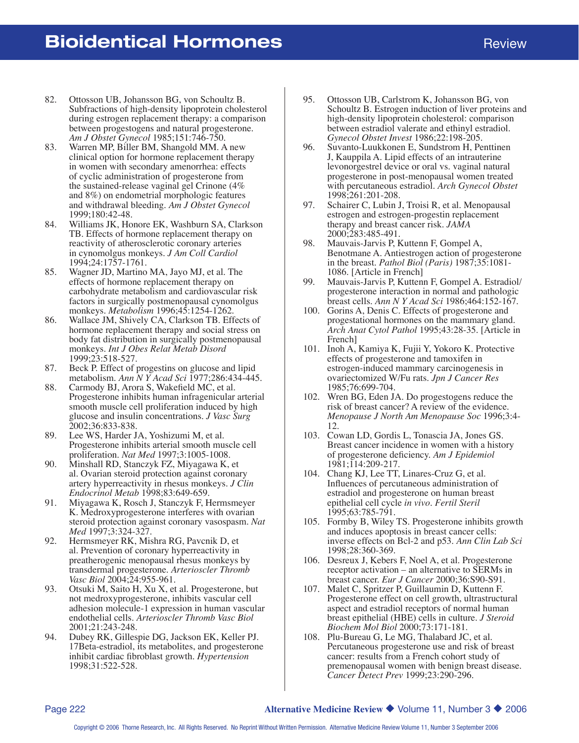82. Ottosson UB, Johansson BG, von Schoultz B. Subfractions of high-density lipoprotein cholesterol during estrogen replacement therapy: a comparison between progestogens and natural progesterone. *Am J Obstet Gynecol* 1985;151:746-750.
83. Warren MP, Biller BM, Shangold MM. A new clinical option for hormone replacement therapy in women with secondary amenorrhea: effects of cyclic administration of progesterone from the sustained-release vaginal gel Crinone (4% and 8%) on endometrial morphologic features and withdrawal bleeding. *Am J Obstet Gynecol* 1999;180:42-48.
84. Williams JK, Honore EK, Washburn SA, Clarkson TB. Effects of hormone replacement therapy on reactivity of atherosclerotic coronary arteries in cynomolgus monkeys. *J Am Coll Cardiol* 1994;24:1757-1761.
85. Wagner JD, Martino MA, Jayo MJ, et al. The effects of hormone replacement therapy on carbohydrate metabolism and cardiovascular risk factors in surgically postmenopausal cynomolgus monkeys. *Metabolism* 1996;45:1254-1262.
86. Wallace JM, Shively CA, Clarkson TB. Effects of hormone replacement therapy and social stress on body fat distribution in surgically postmenopausal monkeys. *Int J Obes Relat Metab Disord* 1999;23:518-527.
87. Beck P. Effect of progestins on glucose and lipid metabolism. *Ann N Y Acad Sci* 1977;286:434-445.
88. Carmody BJ, Arora S, Wakefield MC, et al. Progesterone inhibits human infragenicular arterial smooth muscle cell proliferation induced by high glucose and insulin concentrations. *J Vasc Surg* 2002;36:833-838.
89. Lee WS, Harder JA, Yoshizumi M, et al. Progesterone inhibits arterial smooth muscle cell proliferation. *Nat Med* 1997;3:1005-1008.
90. Minshall RD, Stanczyk FZ, Miyagawa K, et al. Ovarian steroid protection against coronary artery hyperreactivity in rhesus monkeys. *J Clin Endocrinol Metab* 1998;83:649-659.
91. Miyagawa K, Rosch J, Stanczyk F, Hermsmeyer K. Medroxyprogesterone interferes with ovarian steroid protection against coronary vasospasm. *Nat Med* 1997;3:324-327.
92. Hermsmeyer RK, Mishra RG, Pavcnik D, et al. Prevention of coronary hyperreactivity in preatherogenic menopausal rhesus monkeys by transdermal progesterone. *Arterioscler Thromb Vasc Biol* 2004;24:955-961.
93. Otsuki M, Saito H, Xu X, et al. Progesterone, but not medroxyprogesterone, inhibits vascular cell adhesion molecule-1 expression in human vascular endothelial cells. *Arterioscler Thromb Vasc Biol* 2001;21:243-248.
94. Dubey RK, Gillespie DG, Jackson EK, Keller PJ. 17Beta-estradiol, its metabolites, and progesterone inhibit cardiac fibroblast growth. *Hypertension* 1998;31:522-528.
95. Ottosson UB, Carlstrom K, Johansson BG, von Schoultz B. Estrogen induction of liver proteins and high-density lipoprotein cholesterol: comparison between estradiol valerate and ethinyl estradiol. *Gynecol Obstet Invest* 1986;22:198-205.
96. Suvanto-Luukkonen E, Sundstrom H, Penttinen J, Kauppila A. Lipid effects of an intrauterine levonorgestrel device or oral vs. vaginal natural progesterone in post-menopausal women treated with percutaneous estradiol. *Arch Gynecol Obstet* 1998;261:201-208.
97. Schairer C, Lubin J, Troisi R, et al. Menopausal estrogen and estrogen-progestin replacement therapy and breast cancer risk. *JAMA* 2000;283:485-491.
98. Mauvais-Jarvis P, Kuttenn F, Gompel A, Benotmane A. Antiestrogen action of progesterone in the breast. *Pathol Biol (Paris)* 1987;35:1081-1086. [Article in French]
99. Mauvais-Jarvis P, Kuttenn F, Gompel A. Estradiol/progesterone interaction in normal and pathologic breast cells. *Ann N Y Acad Sci* 1986;464:152-167.
100. Gorins A, Denis C. Effects of progesterone and progestational hormones on the mammary gland. *Arch Anat Cytol Pathol* 1995;43:28-35. [Article in French]
101. Inoh A, Kamiya K, Fujii Y, Yokoro K. Protective effects of progesterone and tamoxifen in estrogen-induced mammary carcinogenesis in ovariectomized W/Fu rats. *Jpn J Cancer Res* 1985;76:699-704.
102. Wren BG, Eden JA. Do progestogens reduce the risk of breast cancer? A review of the evidence. *Menopause J North Am Menopause Soc* 1996;3:4-12.
103. Cowan LD, Gordis L, Tonascia JA, Jones GS. Breast cancer incidence in women with a history of progesterone deficiency. *Am J Epidemiol* 1981;114:209-217.
104. Chang KJ, Lee TT, Linares-Cruz G, et al. Influences of percutaneous administration of estradiol and progesterone on human breast epithelial cell cycle *in vivo*. *Fertil Steril* 1995;63:785-791.
105. Formby B, Wiley TS. Progesterone inhibits growth and induces apoptosis in breast cancer cells: inverse effects on Bcl-2 and p53. *Ann Clin Lab Sci* 1998;28:360-369.
106. Desreux J, Kebers F, Noel A, et al. Progesterone receptor activation – an alternative to SERMs in breast cancer. *Eur J Cancer* 2000;36:S90-S91.
107. Malet C, Spritzer P, Guillaumin D, Kuttenn F. Progesterone effect on cell growth, ultrastructural aspect and estradiol receptors of normal human breast epithelial (HBE) cells in culture. *J Steroid Biochem Mol Biol* 2000;73:171-181.
108. Plu-Bureau G, Le MG, Thalabard JC, et al. Percutaneous progesterone use and risk of breast cancer: results from a French cohort study of premenopausal women with benign breast disease. *Cancer Detect Prev* 1999;23:290-296.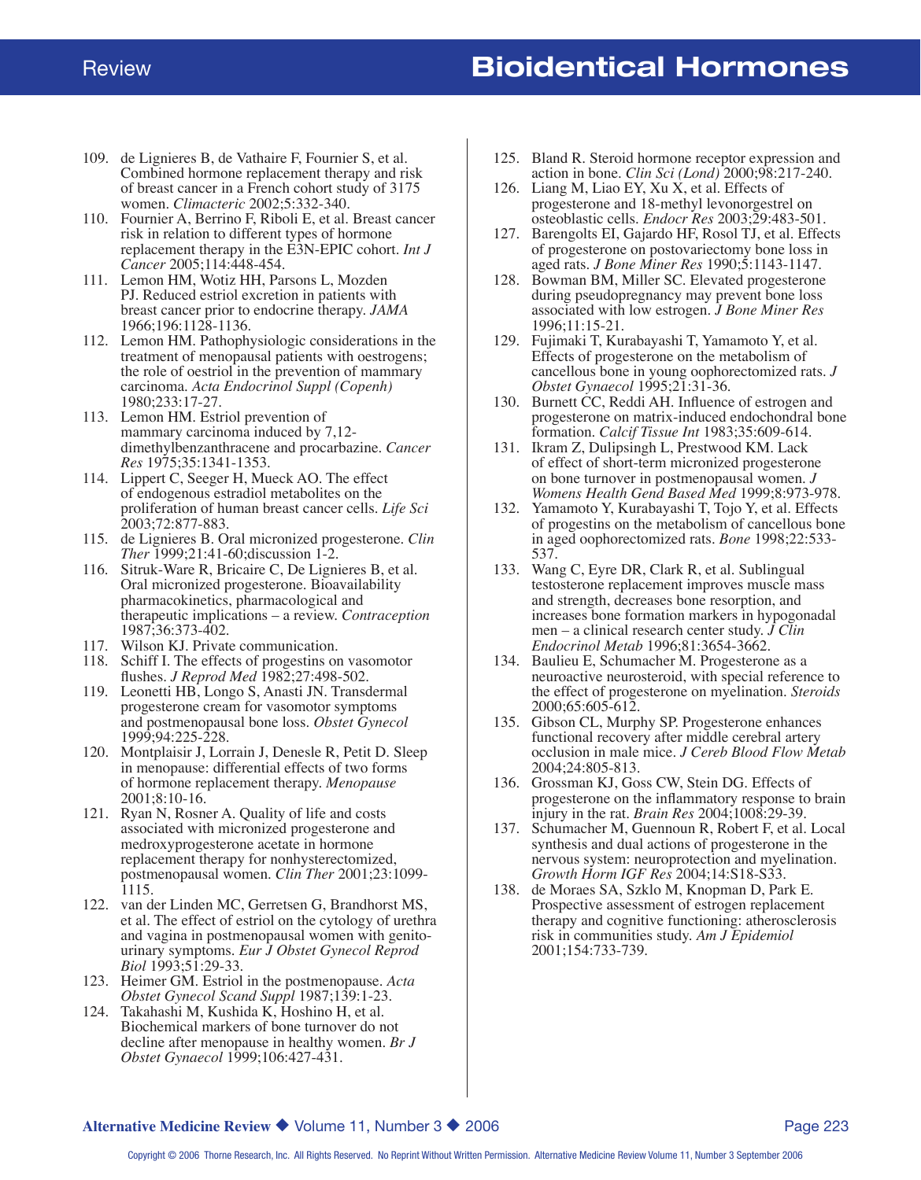109. de Lignieres B, de Vathaire F, Fournier S, et al. Combined hormone replacement therapy and risk of breast cancer in a French cohort study of 3175 women. *Climacteric* 2002;5:332-340.
110. Fournier A, Berrino F, Riboli E, et al. Breast cancer risk in relation to different types of hormone replacement therapy in the E3N-EPIC cohort. *Int J Cancer* 2005;114:448-454.
111. Lemon HM, Wotiz HH, Parsons L, Mozden PJ. Reduced estriol excretion in patients with breast cancer prior to endocrine therapy. *JAMA* 1966;196:1128-1136.
112. Lemon HM. Pathophysiologic considerations in the treatment of menopausal patients with oestrogens; the role of oestriol in the prevention of mammary carcinoma. *Acta Endocrinol Suppl (Copenh)* 1980;233:17-27.
113. Lemon HM. Estriol prevention of mammary carcinoma induced by 7,12-dimethylbenzanthracene and procarbazine. *Cancer Res* 1975;35:1341-1353.
114. Lippert C, Seeger H, Mueck AO. The effect of endogenous estradiol metabolites on the proliferation of human breast cancer cells. *Life Sci* 2003;72:877-883.
115. de Lignieres B. Oral micronized progesterone. *Clin Ther* 1999;21:41-60;discussion 1-2.
116. Sitruk-Ware R, Bricaire C, De Lignieres B, et al. Oral micronized progesterone. Bioavailability pharmacokinetics, pharmacological and therapeutic implications – a review. *Contraception* 1987;36:373-402.
117. Wilson KJ. Private communication.
118. Schiff I. The effects of progestins on vasomotor flushes. *J Reprod Med* 1982;27:498-502.
119. Leonetti HB, Longo S, Anasti JN. Transdermal progesterone cream for vasomotor symptoms and postmenopausal bone loss. *Obstet Gynecol* 1999;94:225-228.
120. Montplaisir J, Lorrain J, Denesle R, Petit D. Sleep in menopause: differential effects of two forms of hormone replacement therapy. *Menopause* 2001;8:10-16.
121. Ryan N, Rosner A. Quality of life and costs associated with micronized progesterone and medroxyprogesterone acetate in hormone replacement therapy for nonhysterectomized, postmenopausal women. *Clin Ther* 2001;23:1099-1115.
122. van der Linden MC, Gerretsen G, Brandhorst MS, et al. The effect of estriol on the cytology of urethra and vagina in postmenopausal women with genito-urinary symptoms. *Eur J Obstet Gynecol Reprod Biol* 1993;51:29-33.
123. Heimer GM. Estriol in the postmenopause. *Acta Obstet Gynecol Scand Suppl* 1987;139:1-23.
124. Takahashi M, Kushida K, Hoshino H, et al. Biochemical markers of bone turnover do not decline after menopause in healthy women. *Br J Obstet Gynaecol* 1999;106:427-431.
125. Bland R. Steroid hormone receptor expression and action in bone. *Clin Sci (Lond)* 2000;98:217-240.
126. Liang M, Liao EY, Xu X, et al. Effects of progesterone and 18-methyl levonorgestrel on osteoblastic cells. *Endocr Res* 2003;29:483-501.
127. Barengolts EI, Gajardo HF, Rosol TJ, et al. Effects of progesterone on postovariectomy bone loss in aged rats. *J Bone Miner Res* 1990;5:1143-1147.
128. Bowman BM, Miller SC. Elevated progesterone during pseudopregnancy may prevent bone loss associated with low estrogen. *J Bone Miner Res* 1996;11:15-21.
129. Fujimaki T, Kurabayashi T, Yamamoto Y, et al. Effects of progesterone on the metabolism of cancellous bone in young oophorectomized rats. *J Obstet Gynaecol* 1995;21:31-36.
130. Burnett CC, Reddi AH. Influence of estrogen and progesterone on matrix-induced endochondral bone formation. *Calcif Tissue Int* 1983;35:609-614.
131. Ikram Z, Dulipsingh L, Prestwood KM. Lack of effect of short-term micronized progesterone on bone turnover in postmenopausal women. *J Womens Health Gend Based Med* 1999;8:973-978.
132. Yamamoto Y, Kurabayashi T, Tojo Y, et al. Effects of progestins on the metabolism of cancellous bone in aged oophorectomized rats. *Bone* 1998;22:533-537.
133. Wang C, Eyre DR, Clark R, et al. Sublingual testosterone replacement improves muscle mass and strength, decreases bone resorption, and increases bone formation markers in hypogonadal men – a clinical research center study. *J Clin Endocrinol Metab* 1996;81:3654-3662.
134. Baulieu E, Schumacher M. Progesterone as a neuroactive neurosteroid, with special reference to the effect of progesterone on myelination. *Steroids* 2000;65:605-612.
135. Gibson CL, Murphy SP. Progesterone enhances functional recovery after middle cerebral artery occlusion in male mice. *J Cereb Blood Flow Metab* 2004;24:805-813.
136. Grossman KJ, Goss CW, Stein DG. Effects of progesterone on the inflammatory response to brain injury in the rat. *Brain Res* 2004;1008:29-39.
137. Schumacher M, Guennoun R, Robert F, et al. Local synthesis and dual actions of progesterone in the nervous system: neuroprotection and myelination. *Growth Horm IGF Res* 2004;14:S18-S33.
138. de Moraes SA, Szklo M, Knopman D, Park E. Prospective assessment of estrogen replacement therapy and cognitive functioning: atherosclerosis risk in communities study. *Am J Epidemiol* 2001;154:733-739.